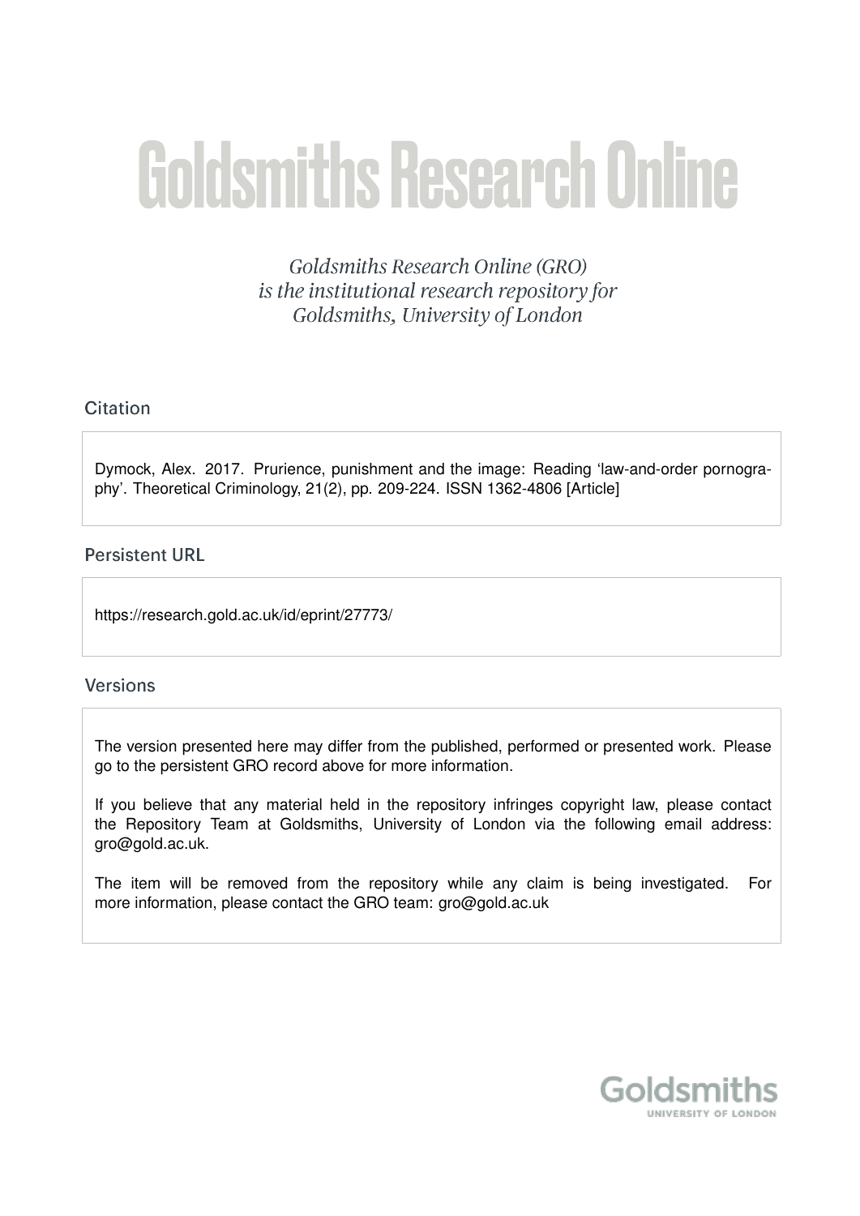# Goldsmiths Research Online

*Goldsmiths Research Online (GRO) is the institutional research repository for Goldsmiths, University of London*

## Citation

Dymock, Alex. 2017. Prurience, punishment and the image: Reading 'law-and-order pornography'. Theoretical Criminology, 21(2), pp. 209-224. ISSN 1362-4806 [Article]

## Persistent URL

https://research.gold.ac.uk/id/eprint/27773/

## Versions

The version presented here may differ from the published, performed or presented work. Please go to the persistent GRO record above for more information.

If you believe that any material held in the repository infringes copyright law, please contact the Repository Team at Goldsmiths, University of London via the following email address: gro@gold.ac.uk.

The item will be removed from the repository while any claim is being investigated. For more information, please contact the GRO team: gro@gold.ac.uk

Goldsmiths
UNIVERSITY OF LONDON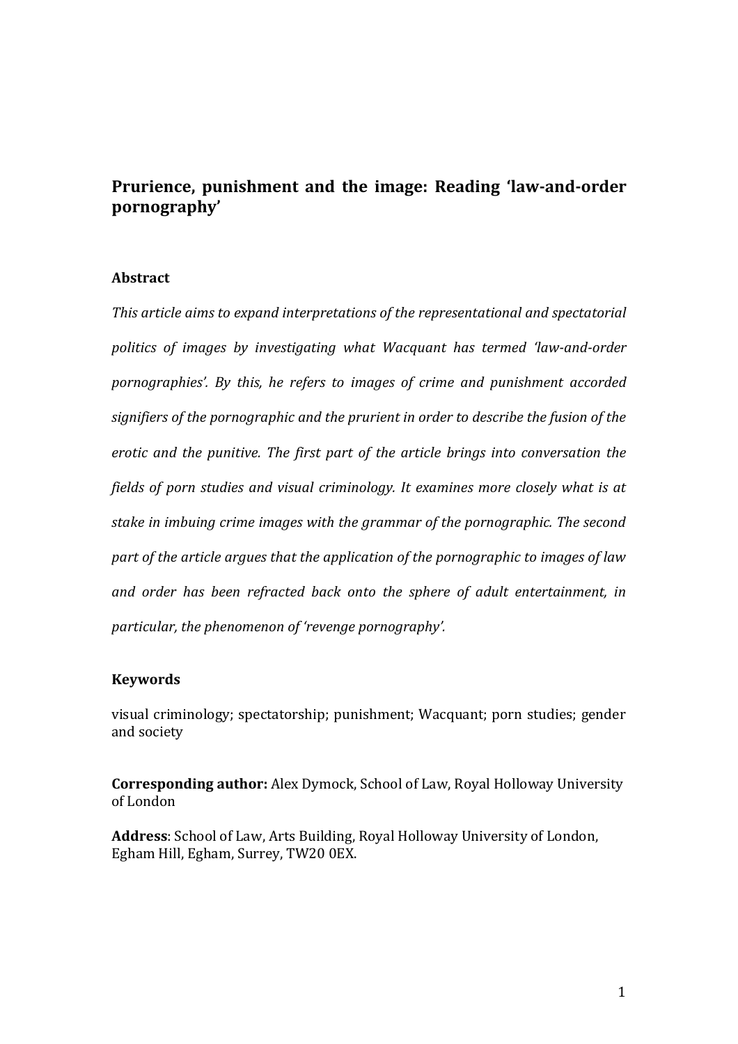# Prurience, punishment and the image: Reading 'law-and-order pornography'

## Abstract

*This article aims to expand interpretations of the representational and spectatorial politics of images by investigating what Wacquant has termed 'law-and-order pornographies'. By this, he refers to images of crime and punishment accorded signifiers of the pornographic and the prurient in order to describe the fusion of the erotic and the punitive. The first part of the article brings into conversation the fields of porn studies and visual criminology. It examines more closely what is at stake in imbuing crime images with the grammar of the pornographic. The second part of the article argues that the application of the pornographic to images of law and order has been refracted back onto the sphere of adult entertainment, in particular, the phenomenon of 'revenge pornography'.*

## Keywords

visual criminology; spectatorship; punishment; Wacquant; porn studies; gender and society

**Corresponding author:** Alex Dymock, School of Law, Royal Holloway University of London

**Address**: School of Law, Arts Building, Royal Holloway University of London, Egham Hill, Egham, Surrey, TW20 0EX.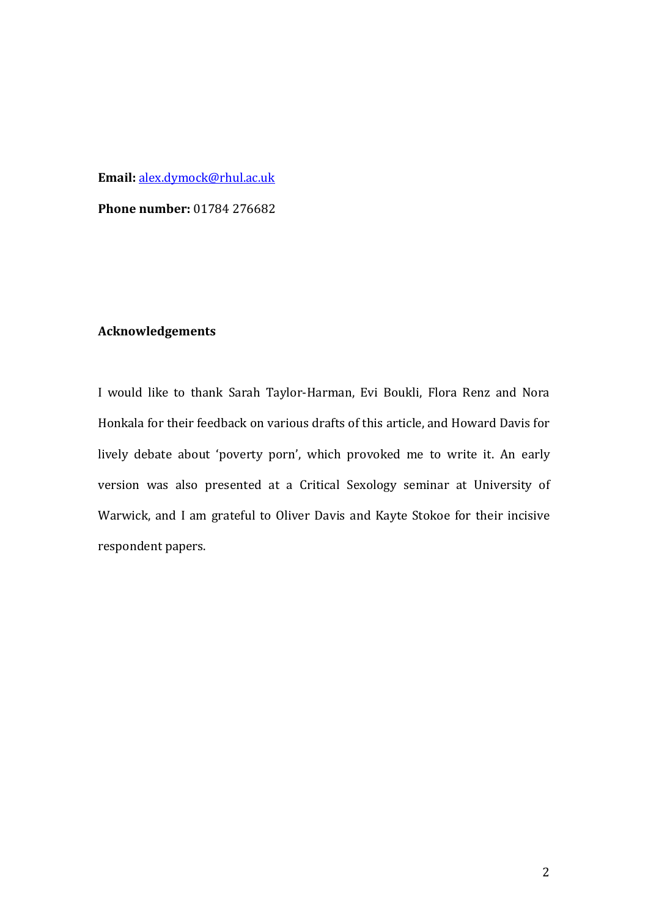**Email:** alex.dymock@rhul.ac.uk

**Phone number:** 01784 276682

**Acknowledgements**

I would like to thank Sarah Taylor-Harman, Evi Boukli, Flora Renz and Nora Honkala for their feedback on various drafts of this article, and Howard Davis for lively debate about 'poverty porn', which provoked me to write it. An early version was also presented at a Critical Sexology seminar at University of Warwick, and I am grateful to Oliver Davis and Kayte Stokoe for their incisive respondent papers.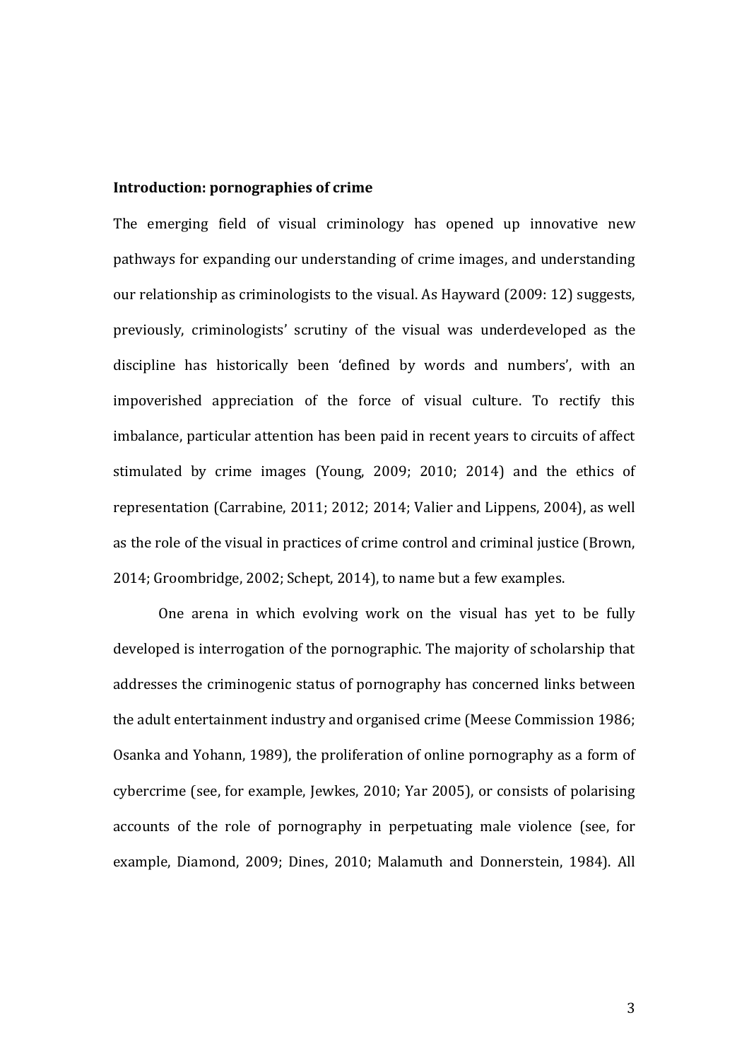**Introduction: pornographies of crime**

The emerging field of visual criminology has opened up innovative new pathways for expanding our understanding of crime images, and understanding our relationship as criminologists to the visual. As Hayward (2009: 12) suggests, previously, criminologists' scrutiny of the visual was underdeveloped as the discipline has historically been 'defined by words and numbers', with an impoverished appreciation of the force of visual culture. To rectify this imbalance, particular attention has been paid in recent years to circuits of affect stimulated by crime images (Young, 2009; 2010; 2014) and the ethics of representation (Carrabine, 2011; 2012; 2014; Valier and Lippens, 2004), as well as the role of the visual in practices of crime control and criminal justice (Brown, 2014; Groombridge, 2002; Schept, 2014), to name but a few examples.

One arena in which evolving work on the visual has yet to be fully developed is interrogation of the pornographic. The majority of scholarship that addresses the criminogenic status of pornography has concerned links between the adult entertainment industry and organised crime (Meese Commission 1986; Osanka and Yohann, 1989), the proliferation of online pornography as a form of cybercrime (see, for example, Jewkes, 2010; Yar 2005), or consists of polarising accounts of the role of pornography in perpetuating male violence (see, for example, Diamond, 2009; Dines, 2010; Malamuth and Donnerstein, 1984). All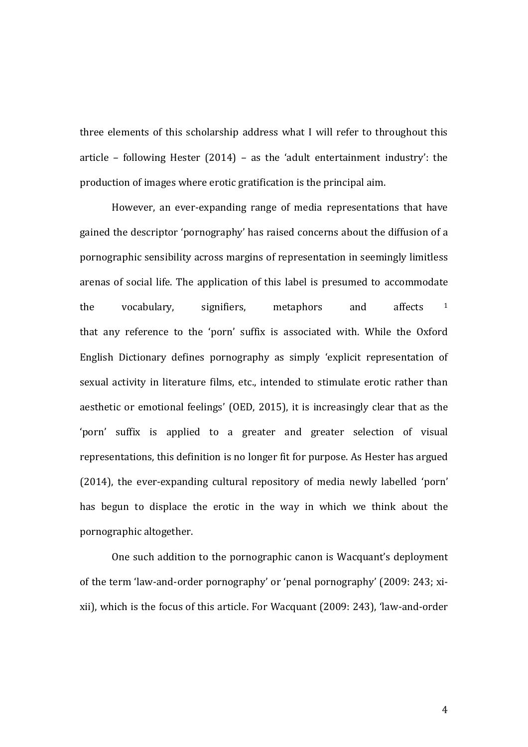three elements of this scholarship address what I will refer to throughout this article – following Hester (2014) – as the 'adult entertainment industry': the production of images where erotic gratification is the principal aim.

However, an ever-expanding range of media representations that have gained the descriptor 'pornography' has raised concerns about the diffusion of a pornographic sensibility across margins of representation in seemingly limitless arenas of social life. The application of this label is presumed to accommodate the vocabulary, signifiers, metaphors and affects [1] that any reference to the 'porn' suffix is associated with. While the Oxford English Dictionary defines pornography as simply 'explicit representation of sexual activity in literature films, etc., intended to stimulate erotic rather than aesthetic or emotional feelings' (OED, 2015), it is increasingly clear that as the 'porn' suffix is applied to a greater and greater selection of visual representations, this definition is no longer fit for purpose. As Hester has argued (2014), the ever-expanding cultural repository of media newly labelled 'porn' has begun to displace the erotic in the way in which we think about the pornographic altogether.

One such addition to the pornographic canon is Wacquant's deployment of the term 'law-and-order pornography' or 'penal pornography' (2009: 243; xi-xii), which is the focus of this article. For Wacquant (2009: 243), 'law-and-order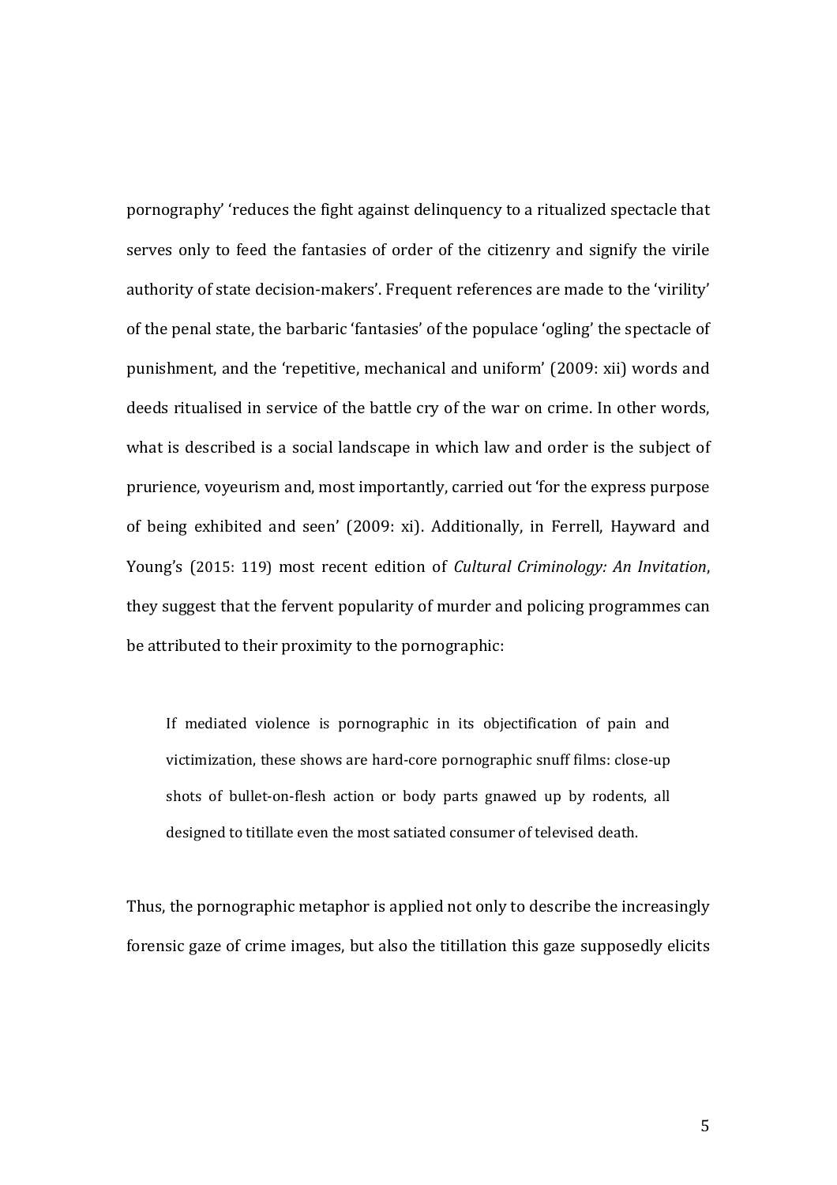pornography' 'reduces the fight against delinquency to a ritualized spectacle that serves only to feed the fantasies of order of the citizenry and signify the virile authority of state decision-makers'. Frequent references are made to the 'virility' of the penal state, the barbaric 'fantasies' of the populace 'ogling' the spectacle of punishment, and the 'repetitive, mechanical and uniform' (2009: xii) words and deeds ritualised in service of the battle cry of the war on crime. In other words, what is described is a social landscape in which law and order is the subject of prurience, voyeurism and, most importantly, carried out 'for the express purpose of being exhibited and seen' (2009: xi). Additionally, in Ferrell, Hayward and Young's (2015: 119) most recent edition of *Cultural Criminology: An Invitation*, they suggest that the fervent popularity of murder and policing programmes can be attributed to their proximity to the pornographic:

> If mediated violence is pornographic in its objectification of pain and victimization, these shows are hard-core pornographic snuff films: close-up shots of bullet-on-flesh action or body parts gnawed up by rodents, all designed to titillate even the most satiated consumer of televised death.

Thus, the pornographic metaphor is applied not only to describe the increasingly forensic gaze of crime images, but also the titillation this gaze supposedly elicits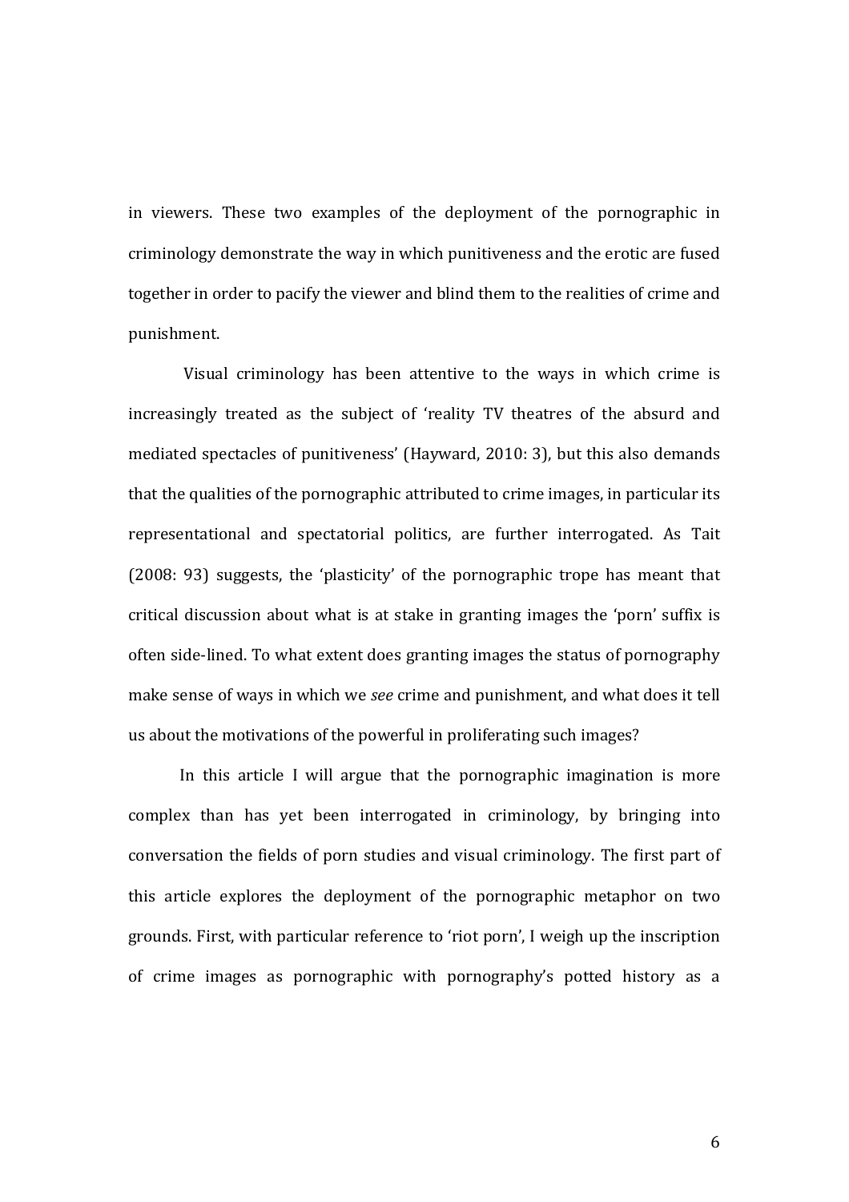in viewers. These two examples of the deployment of the pornographic in criminology demonstrate the way in which punitiveness and the erotic are fused together in order to pacify the viewer and blind them to the realities of crime and punishment.

Visual criminology has been attentive to the ways in which crime is increasingly treated as the subject of 'reality TV theatres of the absurd and mediated spectacles of punitiveness' (Hayward, 2010: 3), but this also demands that the qualities of the pornographic attributed to crime images, in particular its representational and spectatorial politics, are further interrogated. As Tait (2008: 93) suggests, the 'plasticity' of the pornographic trope has meant that critical discussion about what is at stake in granting images the 'porn' suffix is often side-lined. To what extent does granting images the status of pornography make sense of ways in which we *see* crime and punishment, and what does it tell us about the motivations of the powerful in proliferating such images?

In this article I will argue that the pornographic imagination is more complex than has yet been interrogated in criminology, by bringing into conversation the fields of porn studies and visual criminology. The first part of this article explores the deployment of the pornographic metaphor on two grounds. First, with particular reference to 'riot porn', I weigh up the inscription of crime images as pornographic with pornography's potted history as a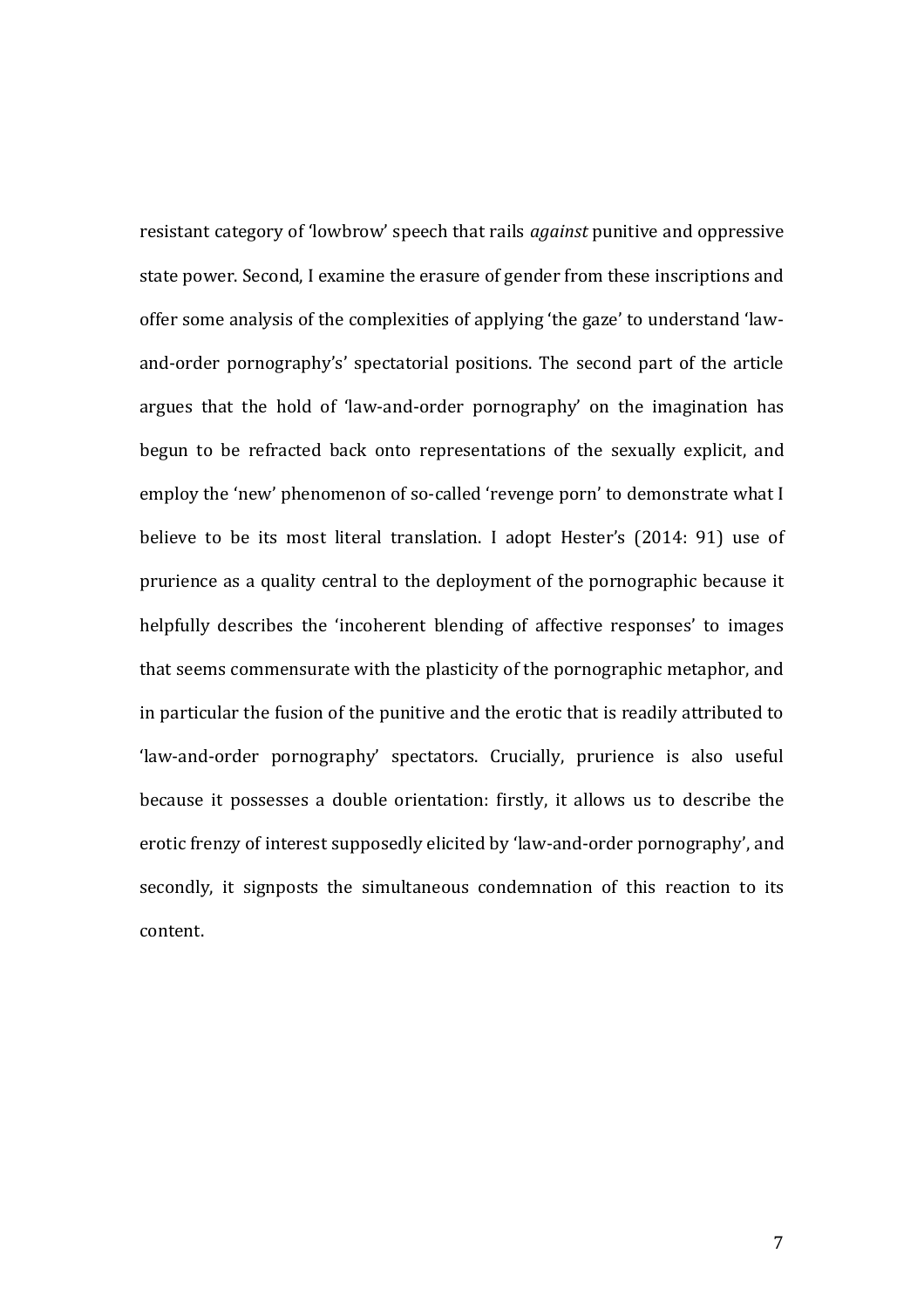resistant category of 'lowbrow' speech that rails *against* punitive and oppressive state power. Second, I examine the erasure of gender from these inscriptions and offer some analysis of the complexities of applying 'the gaze' to understand 'law-and-order pornography's' spectatorial positions. The second part of the article argues that the hold of 'law-and-order pornography' on the imagination has begun to be refracted back onto representations of the sexually explicit, and employ the 'new' phenomenon of so-called 'revenge porn' to demonstrate what I believe to be its most literal translation. I adopt Hester's (2014: 91) use of prurience as a quality central to the deployment of the pornographic because it helpfully describes the 'incoherent blending of affective responses' to images that seems commensurate with the plasticity of the pornographic metaphor, and in particular the fusion of the punitive and the erotic that is readily attributed to 'law-and-order pornography' spectators. Crucially, prurience is also useful because it possesses a double orientation: firstly, it allows us to describe the erotic frenzy of interest supposedly elicited by 'law-and-order pornography', and secondly, it signposts the simultaneous condemnation of this reaction to its content.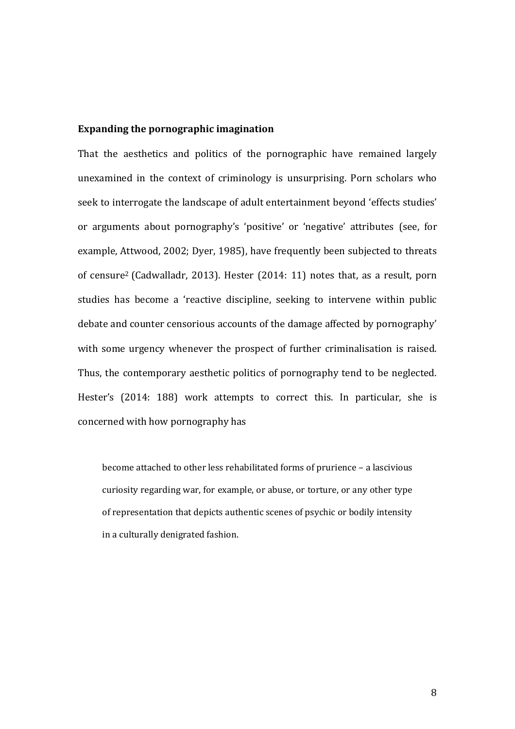**Expanding the pornographic imagination**

That the aesthetics and politics of the pornographic have remained largely unexamined in the context of criminology is unsurprising. Porn scholars who seek to interrogate the landscape of adult entertainment beyond 'effects studies' or arguments about pornography's 'positive' or 'negative' attributes (see, for example, Attwood, 2002; Dyer, 1985), have frequently been subjected to threats of censure[2] (Cadwalladr, 2013). Hester (2014: 11) notes that, as a result, porn studies has become a 'reactive discipline, seeking to intervene within public debate and counter censorious accounts of the damage affected by pornography' with some urgency whenever the prospect of further criminalisation is raised. Thus, the contemporary aesthetic politics of pornography tend to be neglected. Hester's (2014: 188) work attempts to correct this. In particular, she is concerned with how pornography has

> become attached to other less rehabilitated forms of prurience – a lascivious curiosity regarding war, for example, or abuse, or torture, or any other type of representation that depicts authentic scenes of psychic or bodily intensity in a culturally denigrated fashion.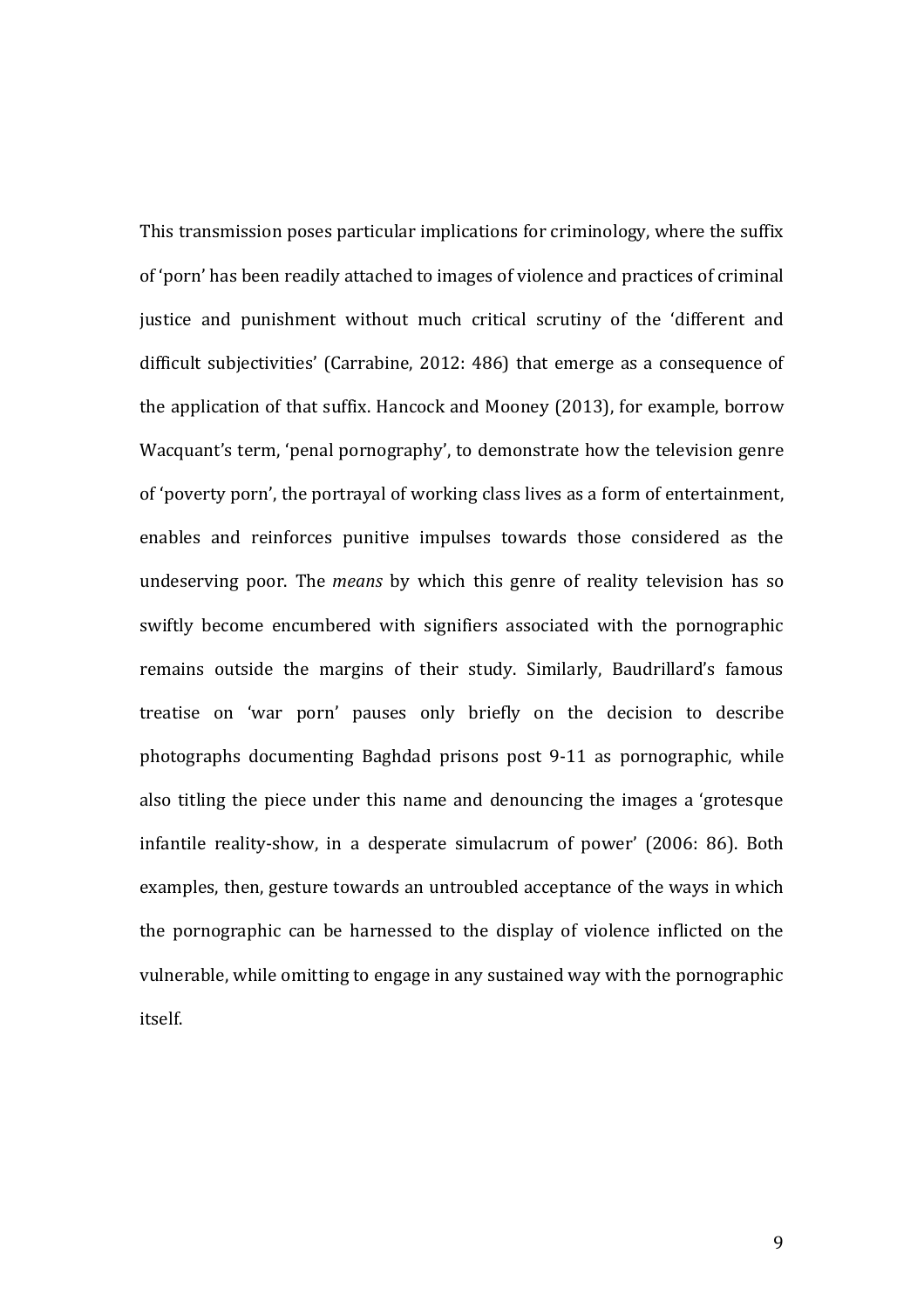This transmission poses particular implications for criminology, where the suffix of 'porn' has been readily attached to images of violence and practices of criminal justice and punishment without much critical scrutiny of the 'different and difficult subjectivities' (Carrabine, 2012: 486) that emerge as a consequence of the application of that suffix. Hancock and Mooney (2013), for example, borrow Wacquant's term, 'penal pornography', to demonstrate how the television genre of 'poverty porn', the portrayal of working class lives as a form of entertainment, enables and reinforces punitive impulses towards those considered as the undeserving poor. The *means* by which this genre of reality television has so swiftly become encumbered with signifiers associated with the pornographic remains outside the margins of their study. Similarly, Baudrillard's famous treatise on 'war porn' pauses only briefly on the decision to describe photographs documenting Baghdad prisons post 9-11 as pornographic, while also titling the piece under this name and denouncing the images a 'grotesque infantile reality-show, in a desperate simulacrum of power' (2006: 86). Both examples, then, gesture towards an untroubled acceptance of the ways in which the pornographic can be harnessed to the display of violence inflicted on the vulnerable, while omitting to engage in any sustained way with the pornographic itself.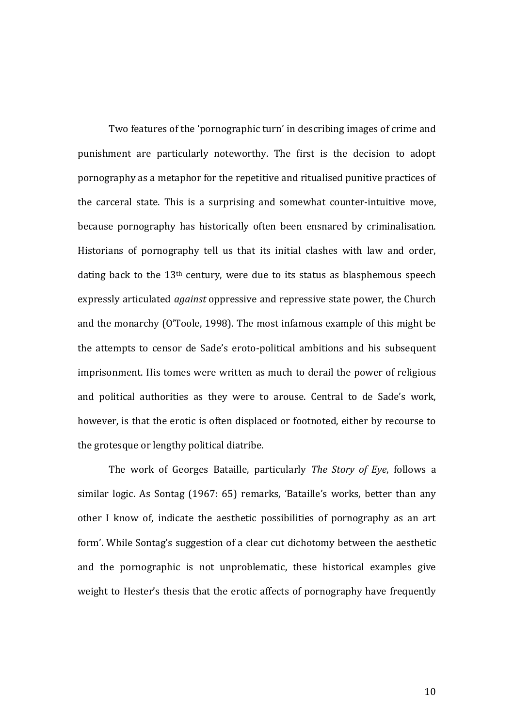Two features of the 'pornographic turn' in describing images of crime and punishment are particularly noteworthy. The first is the decision to adopt pornography as a metaphor for the repetitive and ritualised punitive practices of the carceral state. This is a surprising and somewhat counter-intuitive move, because pornography has historically often been ensnared by criminalisation. Historians of pornography tell us that its initial clashes with law and order, dating back to the 13th century, were due to its status as blasphemous speech expressly articulated *against* oppressive and repressive state power, the Church and the monarchy (O'Toole, 1998). The most infamous example of this might be the attempts to censor de Sade's eroto-political ambitions and his subsequent imprisonment. His tomes were written as much to derail the power of religious and political authorities as they were to arouse. Central to de Sade's work, however, is that the erotic is often displaced or footnoted, either by recourse to the grotesque or lengthy political diatribe.

The work of Georges Bataille, particularly *The Story of Eye*, follows a similar logic. As Sontag (1967: 65) remarks, 'Bataille's works, better than any other I know of, indicate the aesthetic possibilities of pornography as an art form'. While Sontag's suggestion of a clear cut dichotomy between the aesthetic and the pornographic is not unproblematic, these historical examples give weight to Hester's thesis that the erotic affects of pornography have frequently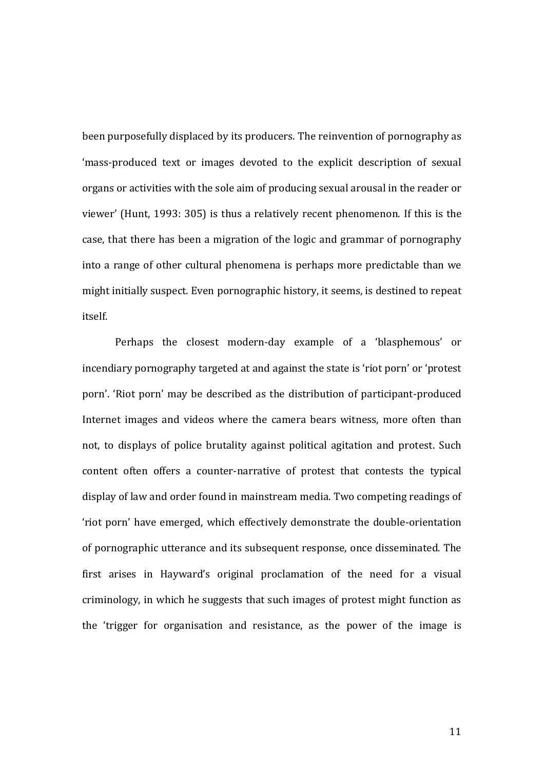been purposefully displaced by its producers. The reinvention of pornography as 'mass-produced text or images devoted to the explicit description of sexual organs or activities with the sole aim of producing sexual arousal in the reader or viewer' (Hunt, 1993: 305) is thus a relatively recent phenomenon. If this is the case, that there has been a migration of the logic and grammar of pornography into a range of other cultural phenomena is perhaps more predictable than we might initially suspect. Even pornographic history, it seems, is destined to repeat itself.

Perhaps the closest modern-day example of a 'blasphemous' or incendiary pornography targeted at and against the state is 'riot porn' or 'protest porn'. 'Riot porn' may be described as the distribution of participant-produced Internet images and videos where the camera bears witness, more often than not, to displays of police brutality against political agitation and protest. Such content often offers a counter-narrative of protest that contests the typical display of law and order found in mainstream media. Two competing readings of 'riot porn' have emerged, which effectively demonstrate the double-orientation of pornographic utterance and its subsequent response, once disseminated. The first arises in Hayward's original proclamation of the need for a visual criminology, in which he suggests that such images of protest might function as the 'trigger for organisation and resistance, as the power of the image is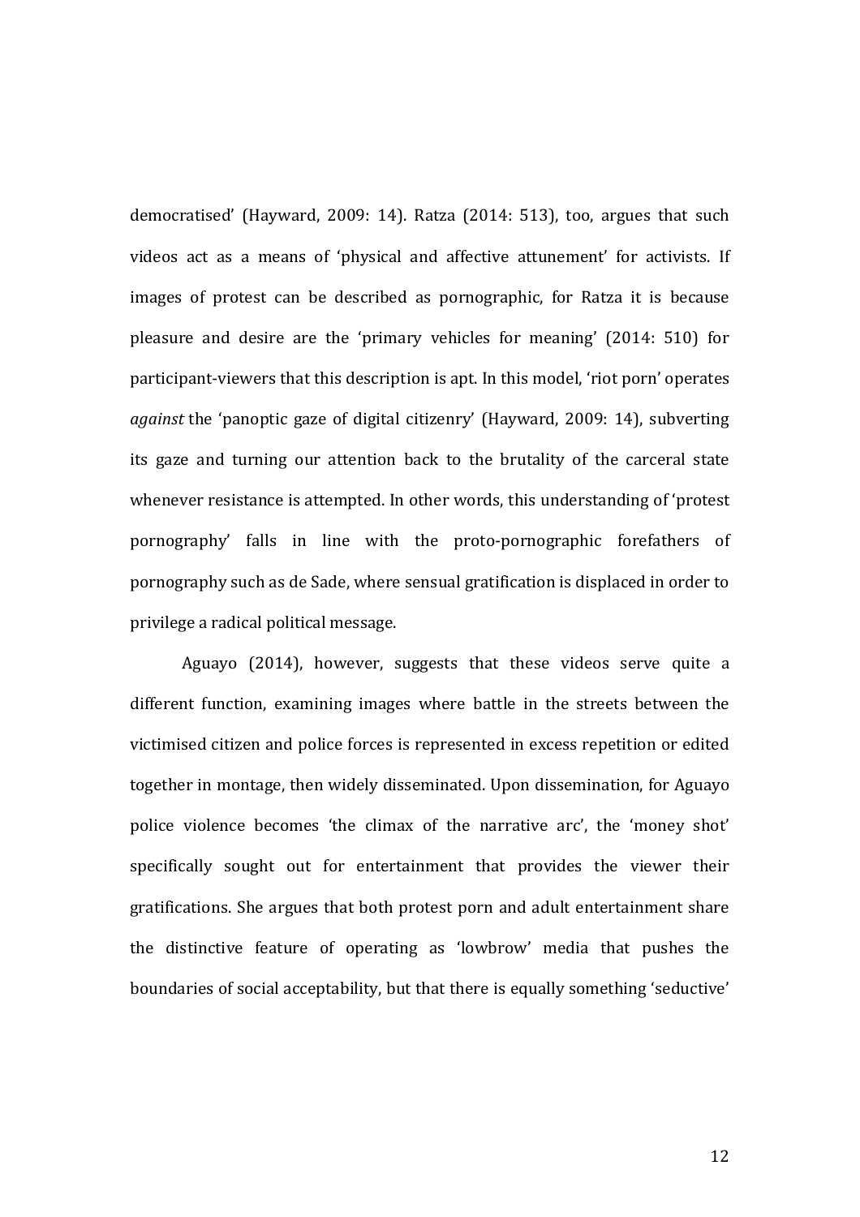democratised' (Hayward, 2009: 14). Ratza (2014: 513), too, argues that such videos act as a means of 'physical and affective attunement' for activists. If images of protest can be described as pornographic, for Ratza it is because pleasure and desire are the 'primary vehicles for meaning' (2014: 510) for participant-viewers that this description is apt. In this model, 'riot porn' operates *against* the 'panoptic gaze of digital citizenry' (Hayward, 2009: 14), subverting its gaze and turning our attention back to the brutality of the carceral state whenever resistance is attempted. In other words, this understanding of 'protest pornography' falls in line with the proto-pornographic forefathers of pornography such as de Sade, where sensual gratification is displaced in order to privilege a radical political message.

Aguayo (2014), however, suggests that these videos serve quite a different function, examining images where battle in the streets between the victimised citizen and police forces is represented in excess repetition or edited together in montage, then widely disseminated. Upon dissemination, for Aguayo police violence becomes 'the climax of the narrative arc', the 'money shot' specifically sought out for entertainment that provides the viewer their gratifications. She argues that both protest porn and adult entertainment share the distinctive feature of operating as 'lowbrow' media that pushes the boundaries of social acceptability, but that there is equally something 'seductive'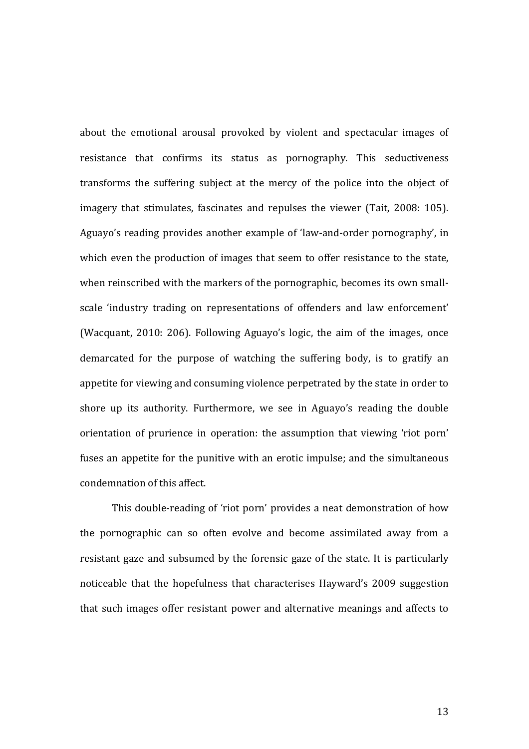about the emotional arousal provoked by violent and spectacular images of resistance that confirms its status as pornography. This seductiveness transforms the suffering subject at the mercy of the police into the object of imagery that stimulates, fascinates and repulses the viewer (Tait, 2008: 105). Aguayo's reading provides another example of 'law-and-order pornography', in which even the production of images that seem to offer resistance to the state, when reinscribed with the markers of the pornographic, becomes its own small-scale 'industry trading on representations of offenders and law enforcement' (Wacquant, 2010: 206). Following Aguayo's logic, the aim of the images, once demarcated for the purpose of watching the suffering body, is to gratify an appetite for viewing and consuming violence perpetrated by the state in order to shore up its authority. Furthermore, we see in Aguayo's reading the double orientation of prurience in operation: the assumption that viewing 'riot porn' fuses an appetite for the punitive with an erotic impulse; and the simultaneous condemnation of this affect.

This double-reading of 'riot porn' provides a neat demonstration of how the pornographic can so often evolve and become assimilated away from a resistant gaze and subsumed by the forensic gaze of the state. It is particularly noticeable that the hopefulness that characterises Hayward's 2009 suggestion that such images offer resistant power and alternative meanings and affects to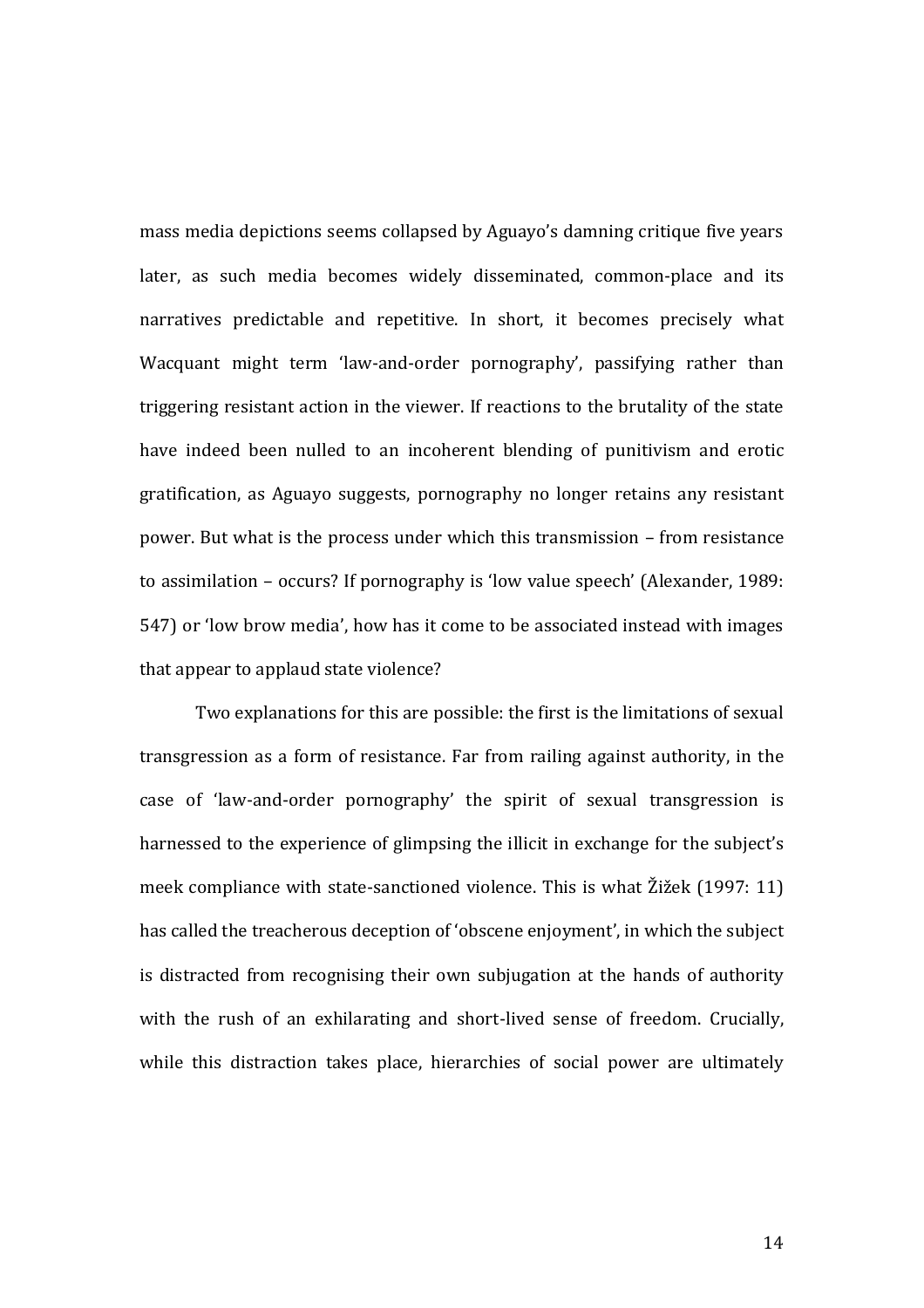mass media depictions seems collapsed by Aguayo's damning critique five years later, as such media becomes widely disseminated, common-place and its narratives predictable and repetitive. In short, it becomes precisely what Wacquant might term 'law-and-order pornography', passifying rather than triggering resistant action in the viewer. If reactions to the brutality of the state have indeed been nulled to an incoherent blending of punitivism and erotic gratification, as Aguayo suggests, pornography no longer retains any resistant power. But what is the process under which this transmission – from resistance to assimilation – occurs? If pornography is 'low value speech' (Alexander, 1989: 547) or 'low brow media', how has it come to be associated instead with images that appear to applaud state violence?

Two explanations for this are possible: the first is the limitations of sexual transgression as a form of resistance. Far from railing against authority, in the case of 'law-and-order pornography' the spirit of sexual transgression is harnessed to the experience of glimpsing the illicit in exchange for the subject's meek compliance with state-sanctioned violence. This is what Žižek (1997: 11) has called the treacherous deception of 'obscene enjoyment', in which the subject is distracted from recognising their own subjugation at the hands of authority with the rush of an exhilarating and short-lived sense of freedom. Crucially, while this distraction takes place, hierarchies of social power are ultimately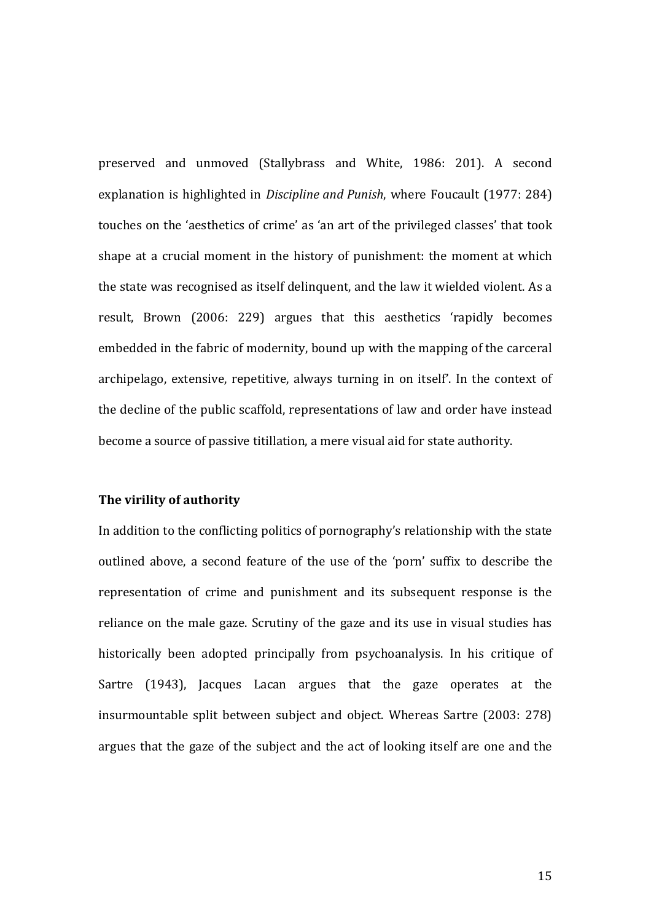preserved and unmoved (Stallybrass and White, 1986: 201). A second explanation is highlighted in *Discipline and Punish*, where Foucault (1977: 284) touches on the 'aesthetics of crime' as 'an art of the privileged classes' that took shape at a crucial moment in the history of punishment: the moment at which the state was recognised as itself delinquent, and the law it wielded violent. As a result, Brown (2006: 229) argues that this aesthetics 'rapidly becomes embedded in the fabric of modernity, bound up with the mapping of the carceral archipelago, extensive, repetitive, always turning in on itself'. In the context of the decline of the public scaffold, representations of law and order have instead become a source of passive titillation, a mere visual aid for state authority.

**The virility of authority**

In addition to the conflicting politics of pornography's relationship with the state outlined above, a second feature of the use of the 'porn' suffix to describe the representation of crime and punishment and its subsequent response is the reliance on the male gaze. Scrutiny of the gaze and its use in visual studies has historically been adopted principally from psychoanalysis. In his critique of Sartre (1943), Jacques Lacan argues that the gaze operates at the insurmountable split between subject and object. Whereas Sartre (2003: 278) argues that the gaze of the subject and the act of looking itself are one and the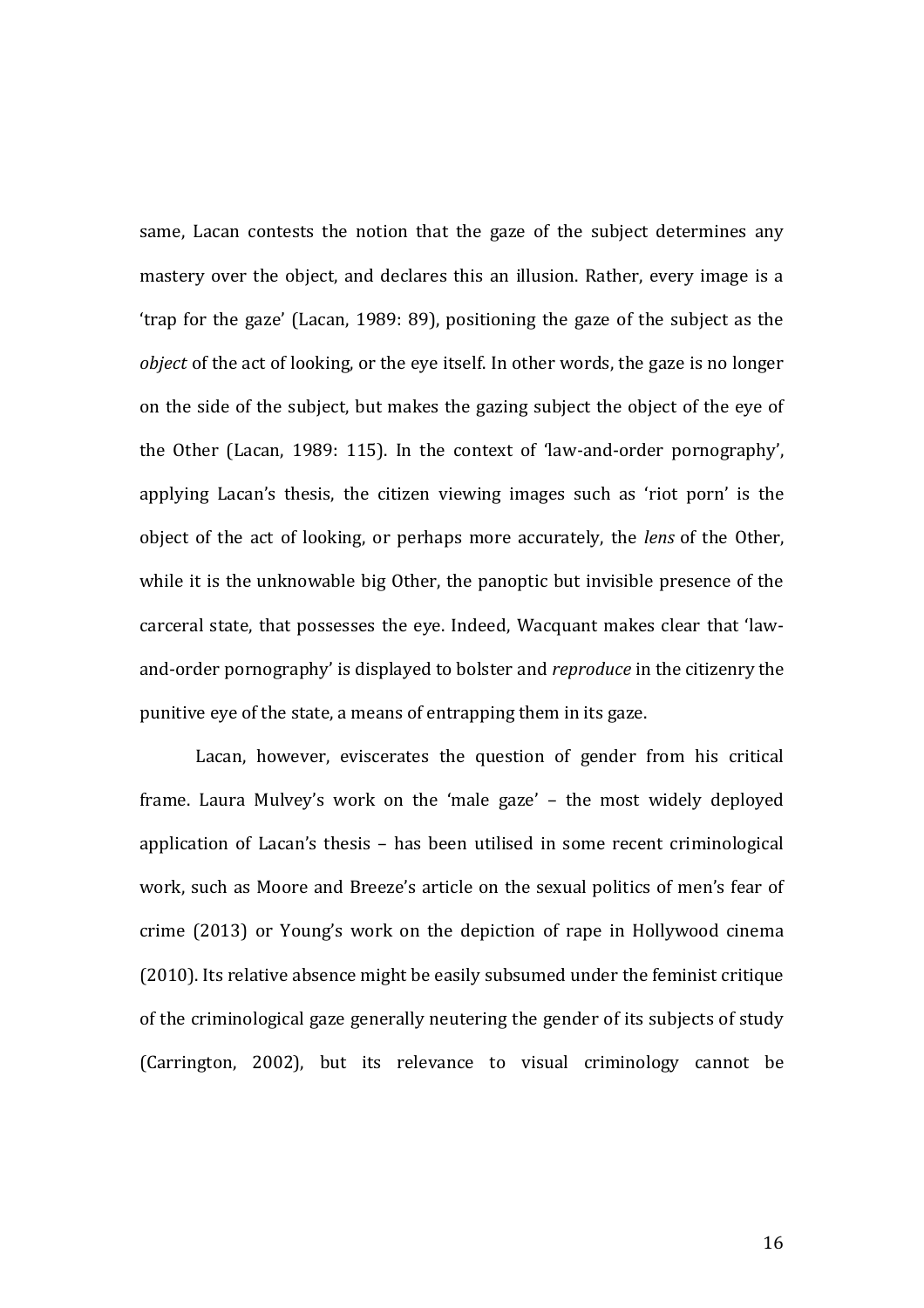same, Lacan contests the notion that the gaze of the subject determines any mastery over the object, and declares this an illusion. Rather, every image is a 'trap for the gaze' (Lacan, 1989: 89), positioning the gaze of the subject as the *object* of the act of looking, or the eye itself. In other words, the gaze is no longer on the side of the subject, but makes the gazing subject the object of the eye of the Other (Lacan, 1989: 115). In the context of 'law-and-order pornography', applying Lacan's thesis, the citizen viewing images such as 'riot porn' is the object of the act of looking, or perhaps more accurately, the *lens* of the Other, while it is the unknowable big Other, the panoptic but invisible presence of the carceral state, that possesses the eye. Indeed, Wacquant makes clear that 'law-and-order pornography' is displayed to bolster and *reproduce* in the citizenry the punitive eye of the state, a means of entrapping them in its gaze.

Lacan, however, eviscerates the question of gender from his critical frame. Laura Mulvey's work on the 'male gaze' – the most widely deployed application of Lacan's thesis – has been utilised in some recent criminological work, such as Moore and Breeze's article on the sexual politics of men's fear of crime (2013) or Young's work on the depiction of rape in Hollywood cinema (2010). Its relative absence might be easily subsumed under the feminist critique of the criminological gaze generally neutering the gender of its subjects of study (Carrington, 2002), but its relevance to visual criminology cannot be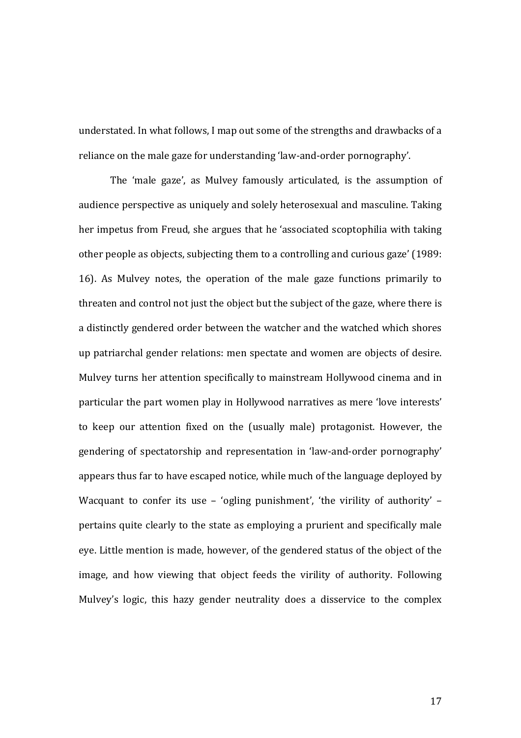understated. In what follows, I map out some of the strengths and drawbacks of a reliance on the male gaze for understanding 'law-and-order pornography'.

The 'male gaze', as Mulvey famously articulated, is the assumption of audience perspective as uniquely and solely heterosexual and masculine. Taking her impetus from Freud, she argues that he 'associated scoptophilia with taking other people as objects, subjecting them to a controlling and curious gaze' (1989: 16). As Mulvey notes, the operation of the male gaze functions primarily to threaten and control not just the object but the subject of the gaze, where there is a distinctly gendered order between the watcher and the watched which shores up patriarchal gender relations: men spectate and women are objects of desire. Mulvey turns her attention specifically to mainstream Hollywood cinema and in particular the part women play in Hollywood narratives as mere 'love interests' to keep our attention fixed on the (usually male) protagonist. However, the gendering of spectatorship and representation in 'law-and-order pornography' appears thus far to have escaped notice, while much of the language deployed by Wacquant to confer its use – 'ogling punishment', 'the virility of authority' – pertains quite clearly to the state as employing a prurient and specifically male eye. Little mention is made, however, of the gendered status of the object of the image, and how viewing that object feeds the virility of authority. Following Mulvey's logic, this hazy gender neutrality does a disservice to the complex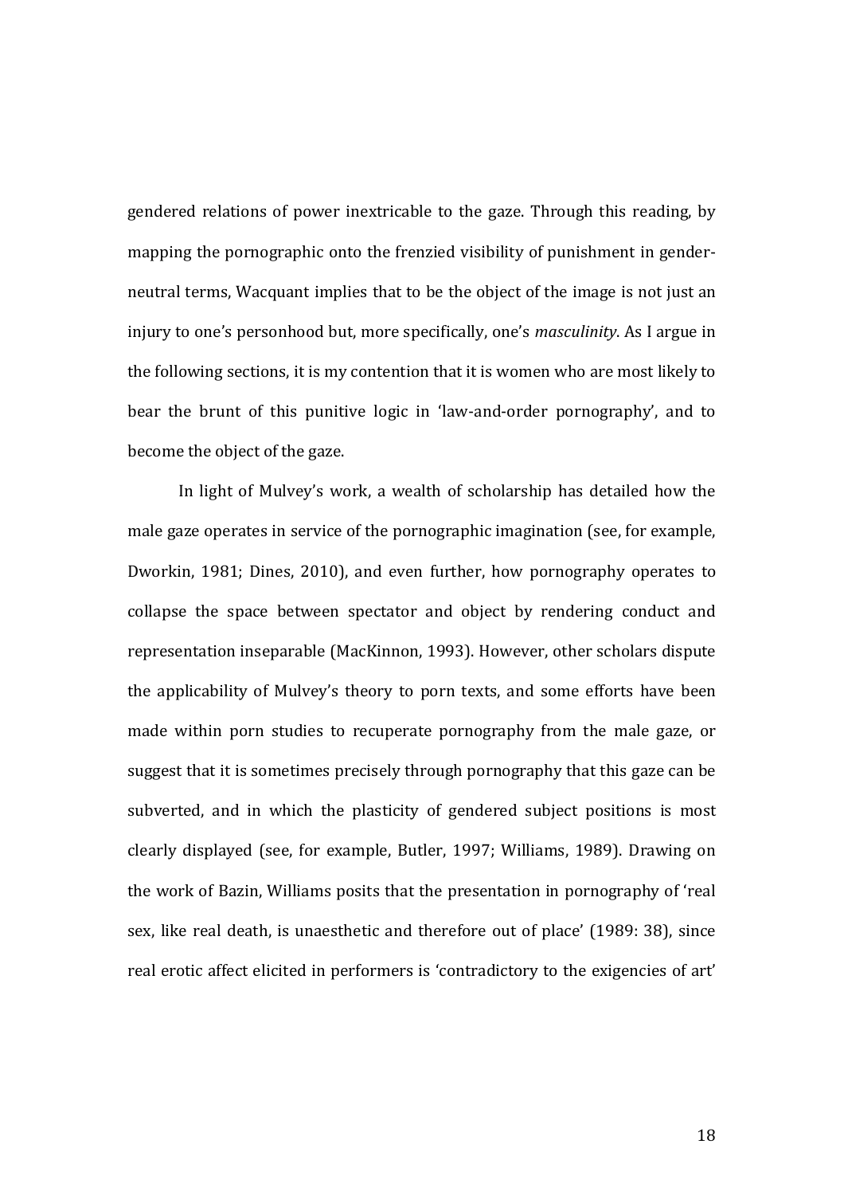gendered relations of power inextricable to the gaze. Through this reading, by mapping the pornographic onto the frenzied visibility of punishment in gender-neutral terms, Wacquant implies that to be the object of the image is not just an injury to one's personhood but, more specifically, one's *masculinity*. As I argue in the following sections, it is my contention that it is women who are most likely to bear the brunt of this punitive logic in 'law-and-order pornography', and to become the object of the gaze.

In light of Mulvey's work, a wealth of scholarship has detailed how the male gaze operates in service of the pornographic imagination (see, for example, Dworkin, 1981; Dines, 2010), and even further, how pornography operates to collapse the space between spectator and object by rendering conduct and representation inseparable (MacKinnon, 1993). However, other scholars dispute the applicability of Mulvey's theory to porn texts, and some efforts have been made within porn studies to recuperate pornography from the male gaze, or suggest that it is sometimes precisely through pornography that this gaze can be subverted, and in which the plasticity of gendered subject positions is most clearly displayed (see, for example, Butler, 1997; Williams, 1989). Drawing on the work of Bazin, Williams posits that the presentation in pornography of 'real sex, like real death, is unaesthetic and therefore out of place' (1989: 38), since real erotic affect elicited in performers is 'contradictory to the exigencies of art'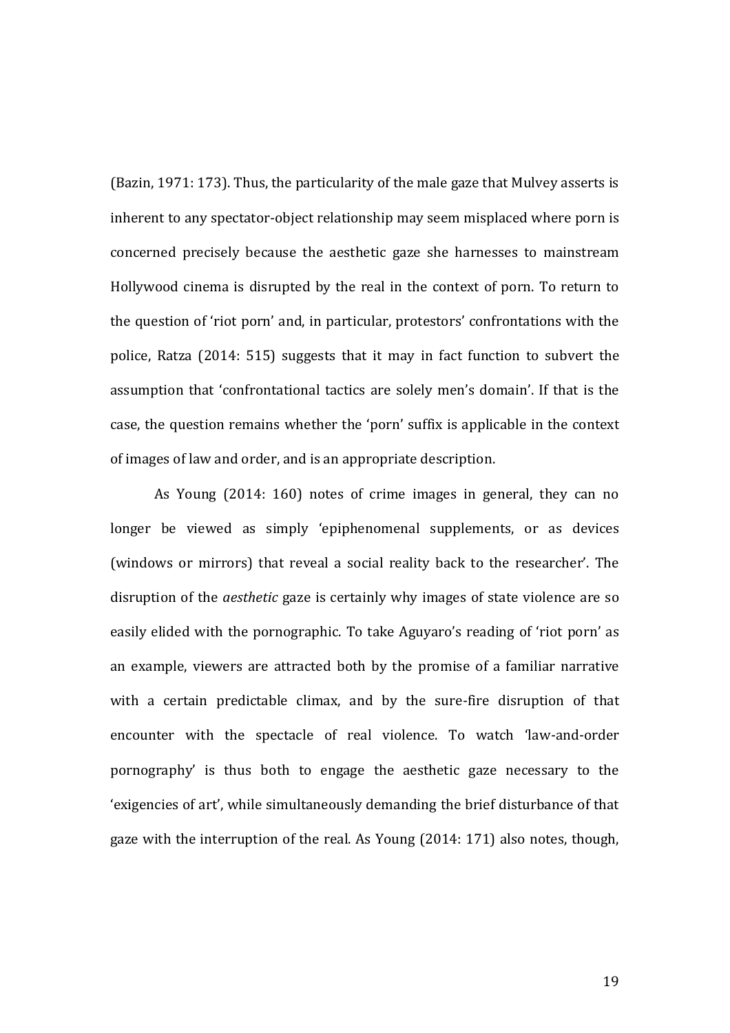(Bazin, 1971: 173). Thus, the particularity of the male gaze that Mulvey asserts is inherent to any spectator-object relationship may seem misplaced where porn is concerned precisely because the aesthetic gaze she harnesses to mainstream Hollywood cinema is disrupted by the real in the context of porn. To return to the question of 'riot porn' and, in particular, protestors' confrontations with the police, Ratza (2014: 515) suggests that it may in fact function to subvert the assumption that 'confrontational tactics are solely men's domain'. If that is the case, the question remains whether the 'porn' suffix is applicable in the context of images of law and order, and is an appropriate description.

As Young (2014: 160) notes of crime images in general, they can no longer be viewed as simply 'epiphenomenal supplements, or as devices (windows or mirrors) that reveal a social reality back to the researcher'. The disruption of the *aesthetic* gaze is certainly why images of state violence are so easily elided with the pornographic. To take Aguyaro's reading of 'riot porn' as an example, viewers are attracted both by the promise of a familiar narrative with a certain predictable climax, and by the sure-fire disruption of that encounter with the spectacle of real violence. To watch 'law-and-order pornography' is thus both to engage the aesthetic gaze necessary to the 'exigencies of art', while simultaneously demanding the brief disturbance of that gaze with the interruption of the real. As Young (2014: 171) also notes, though,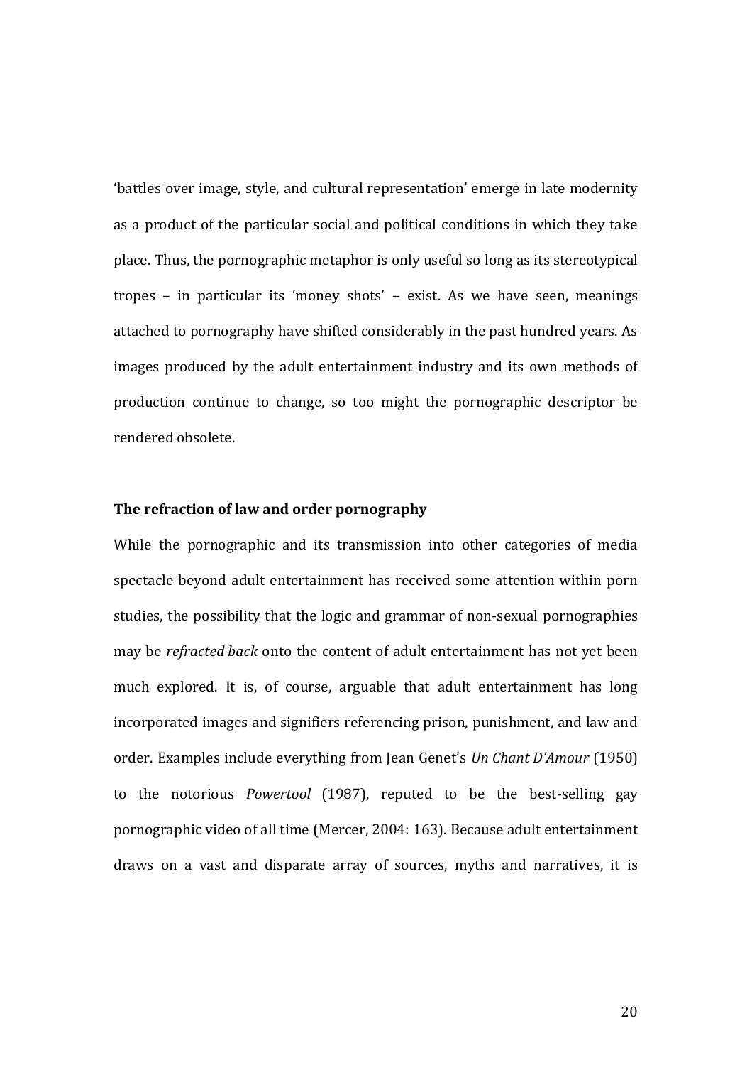'battles over image, style, and cultural representation' emerge in late modernity as a product of the particular social and political conditions in which they take place. Thus, the pornographic metaphor is only useful so long as its stereotypical tropes – in particular its 'money shots' – exist. As we have seen, meanings attached to pornography have shifted considerably in the past hundred years. As images produced by the adult entertainment industry and its own methods of production continue to change, so too might the pornographic descriptor be rendered obsolete.

**The refraction of law and order pornography**

While the pornographic and its transmission into other categories of media spectacle beyond adult entertainment has received some attention within porn studies, the possibility that the logic and grammar of non-sexual pornographies may be *refracted back* onto the content of adult entertainment has not yet been much explored. It is, of course, arguable that adult entertainment has long incorporated images and signifiers referencing prison, punishment, and law and order. Examples include everything from Jean Genet's *Un Chant D'Amour* (1950) to the notorious *Powertool* (1987), reputed to be the best-selling gay pornographic video of all time (Mercer, 2004: 163). Because adult entertainment draws on a vast and disparate array of sources, myths and narratives, it is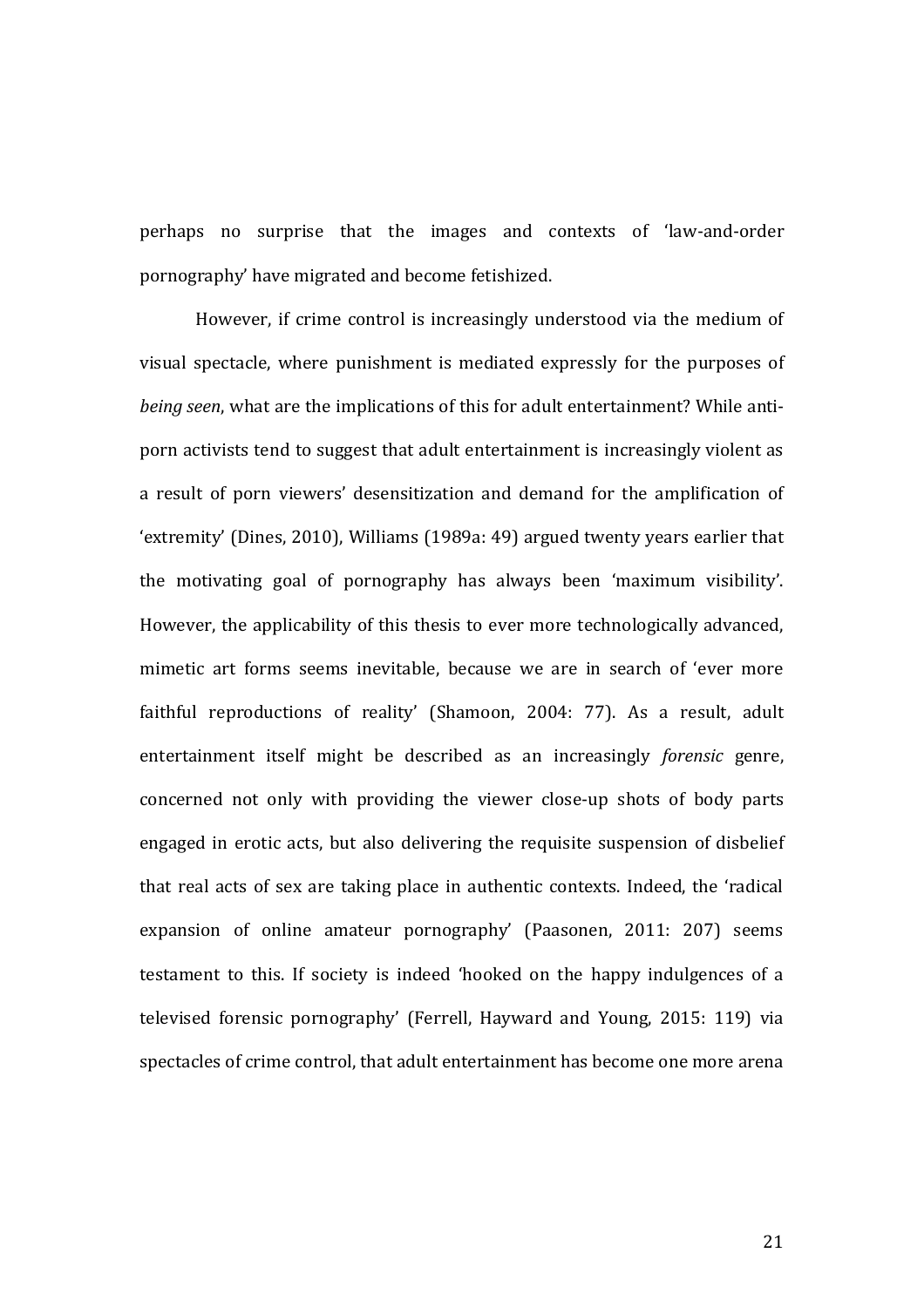perhaps no surprise that the images and contexts of 'law-and-order pornography' have migrated and become fetishized.

However, if crime control is increasingly understood via the medium of visual spectacle, where punishment is mediated expressly for the purposes of *being seen*, what are the implications of this for adult entertainment? While anti-porn activists tend to suggest that adult entertainment is increasingly violent as a result of porn viewers' desensitization and demand for the amplification of 'extremity' (Dines, 2010), Williams (1989a: 49) argued twenty years earlier that the motivating goal of pornography has always been 'maximum visibility'. However, the applicability of this thesis to ever more technologically advanced, mimetic art forms seems inevitable, because we are in search of 'ever more faithful reproductions of reality' (Shamoon, 2004: 77). As a result, adult entertainment itself might be described as an increasingly *forensic* genre, concerned not only with providing the viewer close-up shots of body parts engaged in erotic acts, but also delivering the requisite suspension of disbelief that real acts of sex are taking place in authentic contexts. Indeed, the 'radical expansion of online amateur pornography' (Paasonen, 2011: 207) seems testament to this. If society is indeed 'hooked on the happy indulgences of a televised forensic pornography' (Ferrell, Hayward and Young, 2015: 119) via spectacles of crime control, that adult entertainment has become one more arena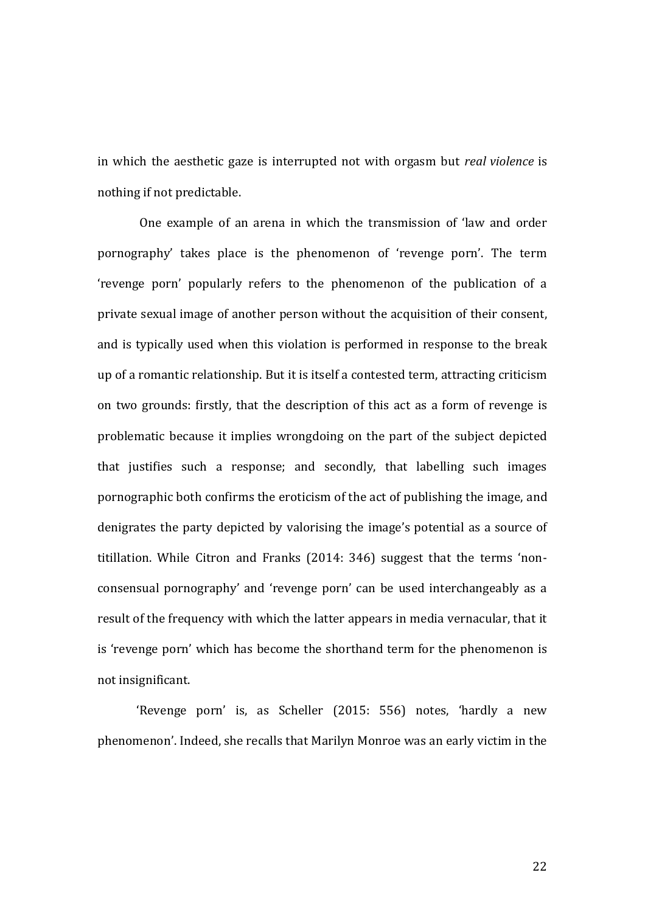in which the aesthetic gaze is interrupted not with orgasm but *real violence* is nothing if not predictable.

One example of an arena in which the transmission of 'law and order pornography' takes place is the phenomenon of 'revenge porn'. The term 'revenge porn' popularly refers to the phenomenon of the publication of a private sexual image of another person without the acquisition of their consent, and is typically used when this violation is performed in response to the break up of a romantic relationship. But it is itself a contested term, attracting criticism on two grounds: firstly, that the description of this act as a form of revenge is problematic because it implies wrongdoing on the part of the subject depicted that justifies such a response; and secondly, that labelling such images pornographic both confirms the eroticism of the act of publishing the image, and denigrates the party depicted by valorising the image's potential as a source of titillation. While Citron and Franks (2014: 346) suggest that the terms 'non-consensual pornography' and 'revenge porn' can be used interchangeably as a result of the frequency with which the latter appears in media vernacular, that it is 'revenge porn' which has become the shorthand term for the phenomenon is not insignificant.

'Revenge porn' is, as Scheller (2015: 556) notes, 'hardly a new phenomenon'. Indeed, she recalls that Marilyn Monroe was an early victim in the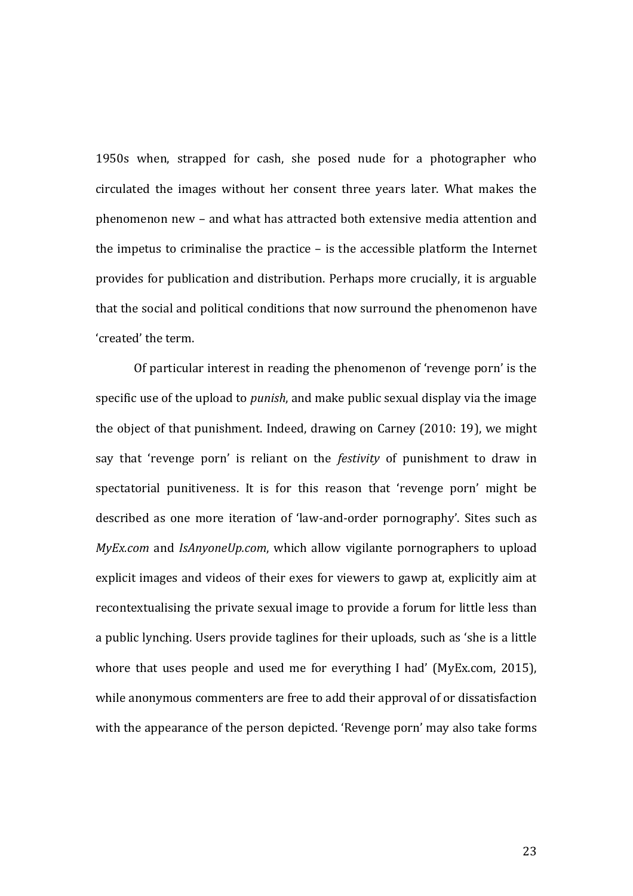1950s when, strapped for cash, she posed nude for a photographer who circulated the images without her consent three years later. What makes the phenomenon new – and what has attracted both extensive media attention and the impetus to criminalise the practice – is the accessible platform the Internet provides for publication and distribution. Perhaps more crucially, it is arguable that the social and political conditions that now surround the phenomenon have 'created' the term.

Of particular interest in reading the phenomenon of 'revenge porn' is the specific use of the upload to *punish*, and make public sexual display via the image the object of that punishment. Indeed, drawing on Carney (2010: 19), we might say that 'revenge porn' is reliant on the *festivity* of punishment to draw in spectatorial punitiveness. It is for this reason that 'revenge porn' might be described as one more iteration of 'law-and-order pornography'. Sites such as *MyEx.com* and *IsAnyoneUp.com*, which allow vigilante pornographers to upload explicit images and videos of their exes for viewers to gawp at, explicitly aim at recontextualising the private sexual image to provide a forum for little less than a public lynching. Users provide taglines for their uploads, such as 'she is a little whore that uses people and used me for everything I had' (MyEx.com, 2015), while anonymous commenters are free to add their approval of or dissatisfaction with the appearance of the person depicted. 'Revenge porn' may also take forms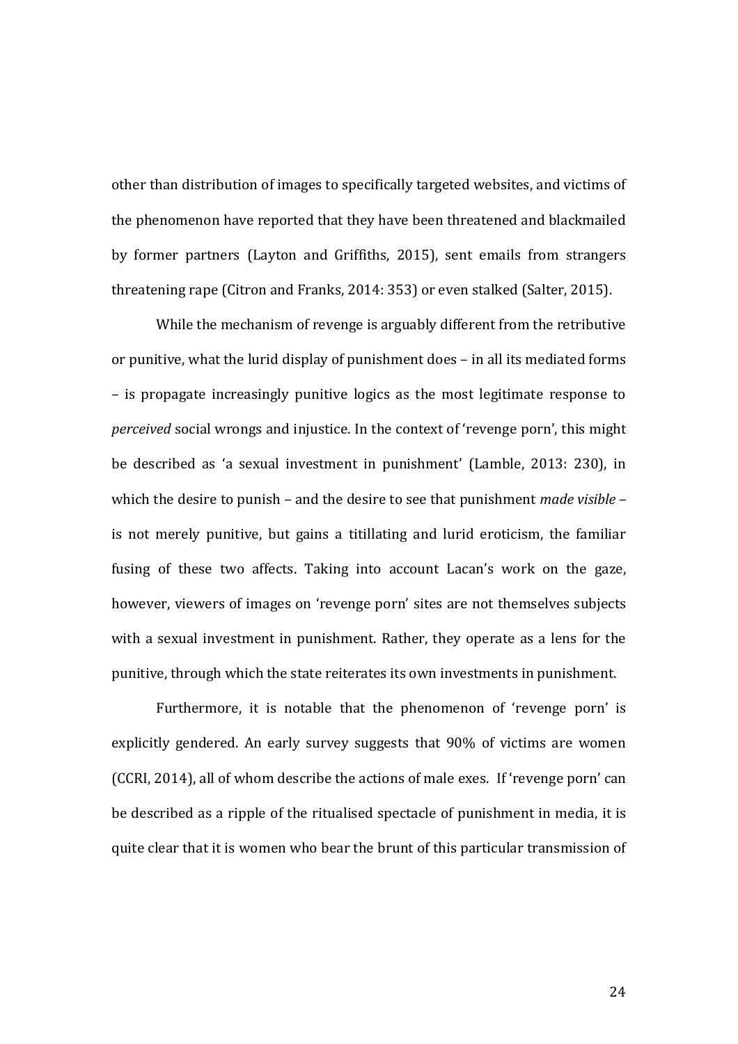other than distribution of images to specifically targeted websites, and victims of the phenomenon have reported that they have been threatened and blackmailed by former partners (Layton and Griffiths, 2015), sent emails from strangers threatening rape (Citron and Franks, 2014: 353) or even stalked (Salter, 2015).

While the mechanism of revenge is arguably different from the retributive or punitive, what the lurid display of punishment does – in all its mediated forms – is propagate increasingly punitive logics as the most legitimate response to *perceived* social wrongs and injustice. In the context of 'revenge porn', this might be described as 'a sexual investment in punishment' (Lamble, 2013: 230), in which the desire to punish – and the desire to see that punishment *made visible* – is not merely punitive, but gains a titillating and lurid eroticism, the familiar fusing of these two affects. Taking into account Lacan's work on the gaze, however, viewers of images on 'revenge porn' sites are not themselves subjects with a sexual investment in punishment. Rather, they operate as a lens for the punitive, through which the state reiterates its own investments in punishment.

Furthermore, it is notable that the phenomenon of 'revenge porn' is explicitly gendered. An early survey suggests that 90% of victims are women (CCRI, 2014), all of whom describe the actions of male exes. If 'revenge porn' can be described as a ripple of the ritualised spectacle of punishment in media, it is quite clear that it is women who bear the brunt of this particular transmission of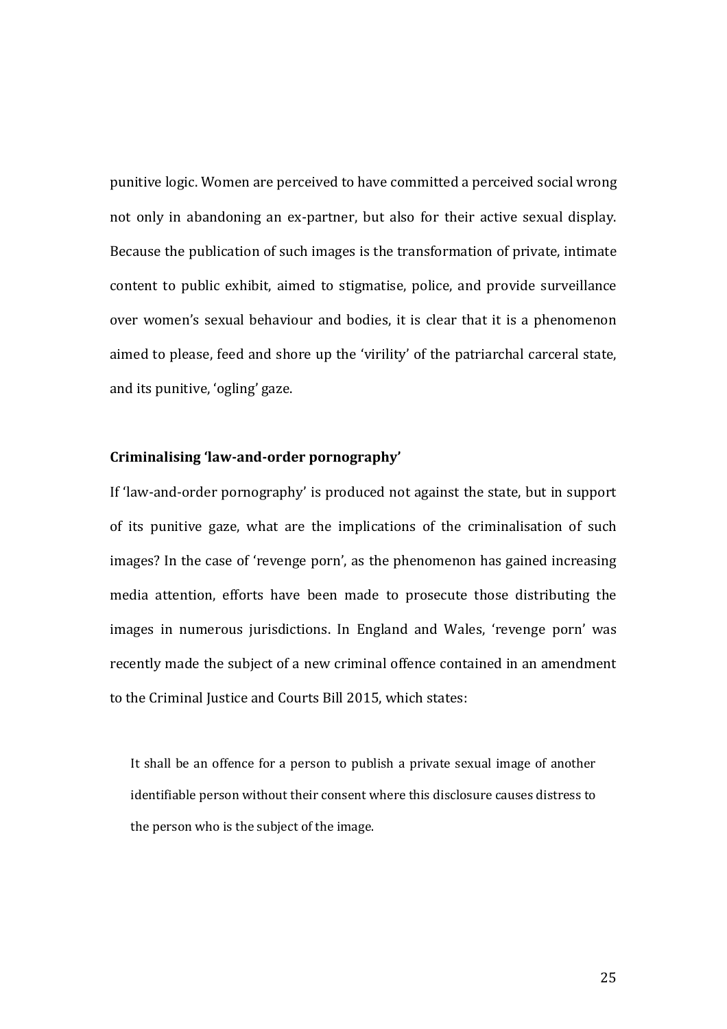punitive logic. Women are perceived to have committed a perceived social wrong not only in abandoning an ex-partner, but also for their active sexual display. Because the publication of such images is the transformation of private, intimate content to public exhibit, aimed to stigmatise, police, and provide surveillance over women's sexual behaviour and bodies, it is clear that it is a phenomenon aimed to please, feed and shore up the 'virility' of the patriarchal carceral state, and its punitive, 'ogling' gaze.

### Criminalising 'law-and-order pornography'

If 'law-and-order pornography' is produced not against the state, but in support of its punitive gaze, what are the implications of the criminalisation of such images? In the case of 'revenge porn', as the phenomenon has gained increasing media attention, efforts have been made to prosecute those distributing the images in numerous jurisdictions. In England and Wales, 'revenge porn' was recently made the subject of a new criminal offence contained in an amendment to the Criminal Justice and Courts Bill 2015, which states:

> It shall be an offence for a person to publish a private sexual image of another identifiable person without their consent where this disclosure causes distress to the person who is the subject of the image.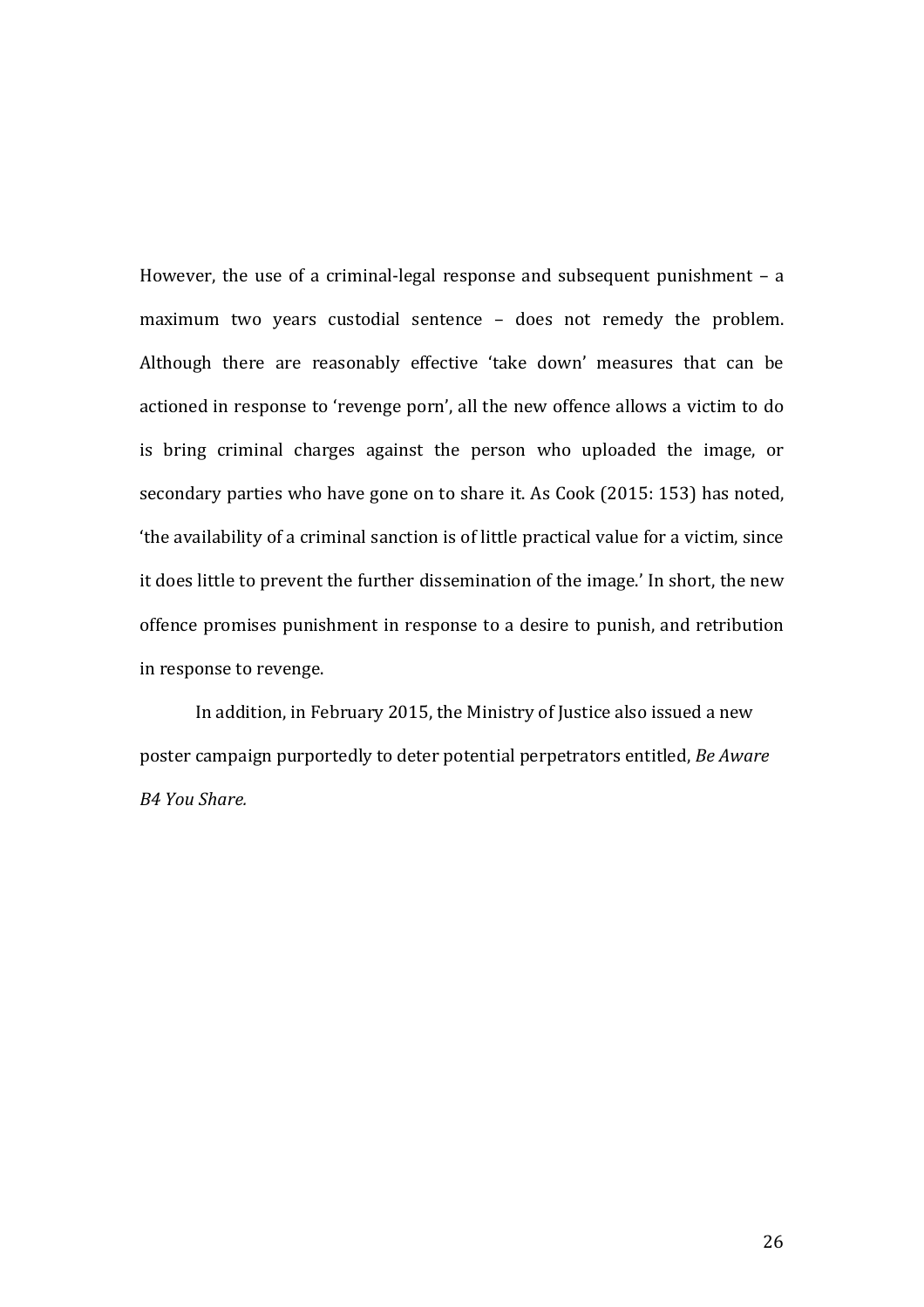However, the use of a criminal-legal response and subsequent punishment – a maximum two years custodial sentence – does not remedy the problem. Although there are reasonably effective 'take down' measures that can be actioned in response to 'revenge porn', all the new offence allows a victim to do is bring criminal charges against the person who uploaded the image, or secondary parties who have gone on to share it. As Cook (2015: 153) has noted, 'the availability of a criminal sanction is of little practical value for a victim, since it does little to prevent the further dissemination of the image.' In short, the new offence promises punishment in response to a desire to punish, and retribution in response to revenge.

In addition, in February 2015, the Ministry of Justice also issued a new poster campaign purportedly to deter potential perpetrators entitled, *Be Aware B4 You Share.*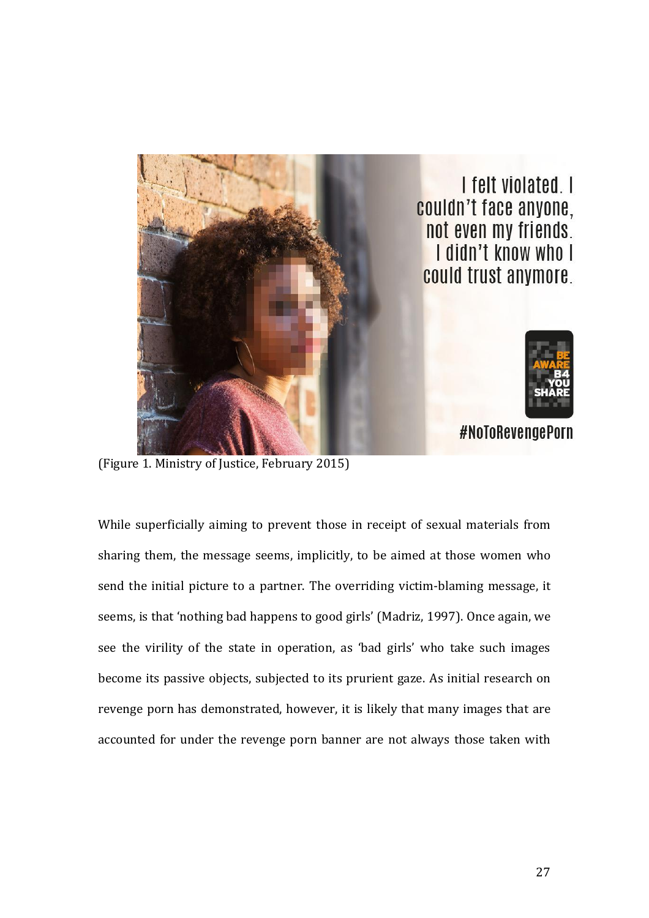(Figure 1. Ministry of Justice, February 2015)

While superficially aiming to prevent those in receipt of sexual materials from sharing them, the message seems, implicitly, to be aimed at those women who send the initial picture to a partner. The overriding victim-blaming message, it seems, is that 'nothing bad happens to good girls' (Madriz, 1997). Once again, we see the virility of the state in operation, as 'bad girls' who take such images become its passive objects, subjected to its prurient gaze. As initial research on revenge porn has demonstrated, however, it is likely that many images that are accounted for under the revenge porn banner are not always those taken with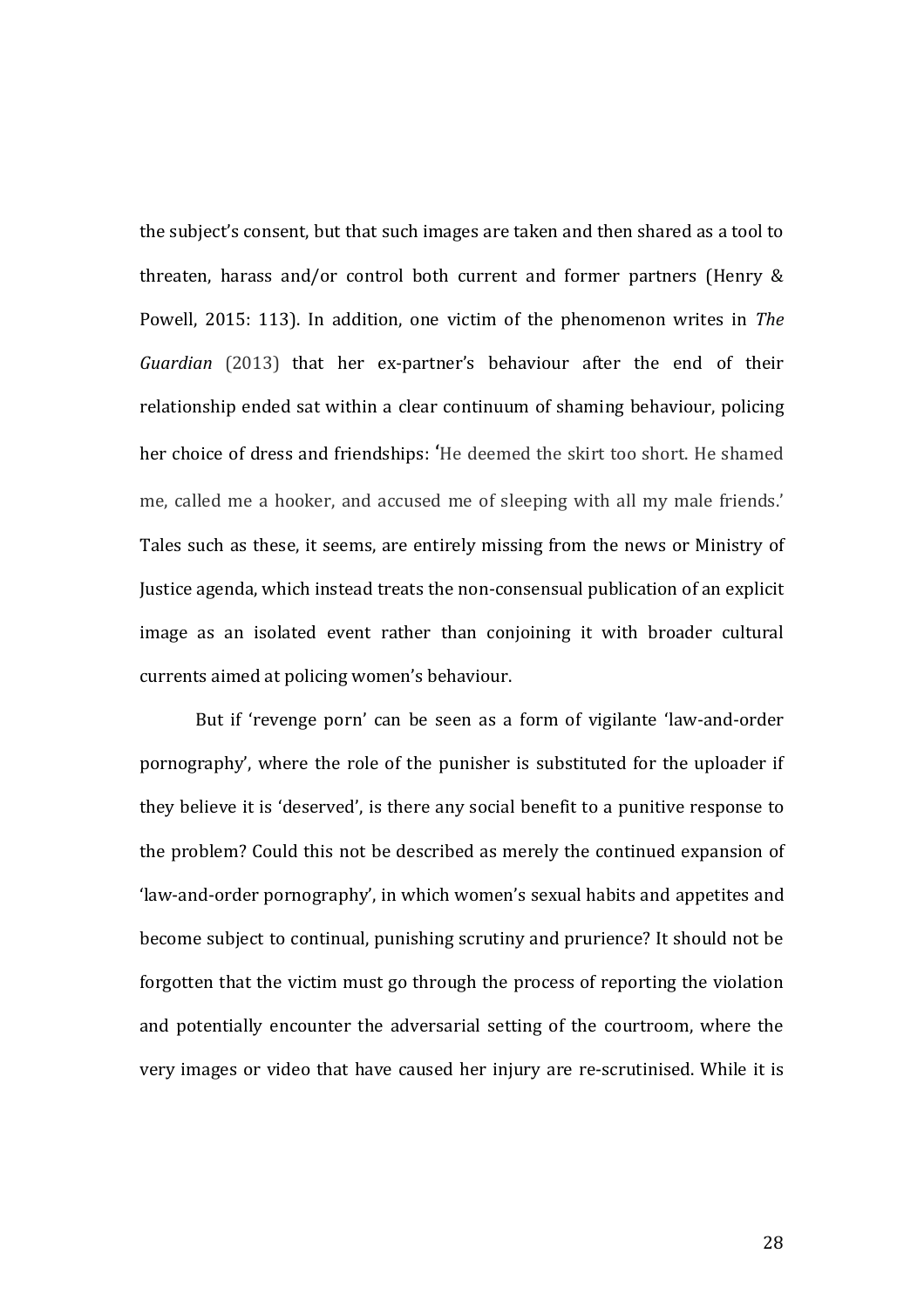the subject's consent, but that such images are taken and then shared as a tool to threaten, harass and/or control both current and former partners (Henry & Powell, 2015: 113). In addition, one victim of the phenomenon writes in *The Guardian* (2013) that her ex-partner's behaviour after the end of their relationship ended sat within a clear continuum of shaming behaviour, policing her choice of dress and friendships: 'He deemed the skirt too short. He shamed me, called me a hooker, and accused me of sleeping with all my male friends.' Tales such as these, it seems, are entirely missing from the news or Ministry of Justice agenda, which instead treats the non-consensual publication of an explicit image as an isolated event rather than conjoining it with broader cultural currents aimed at policing women's behaviour.

But if 'revenge porn' can be seen as a form of vigilante 'law-and-order pornography', where the role of the punisher is substituted for the uploader if they believe it is 'deserved', is there any social benefit to a punitive response to the problem? Could this not be described as merely the continued expansion of 'law-and-order pornography', in which women's sexual habits and appetites and become subject to continual, punishing scrutiny and prurience? It should not be forgotten that the victim must go through the process of reporting the violation and potentially encounter the adversarial setting of the courtroom, where the very images or video that have caused her injury are re-scrutinised. While it is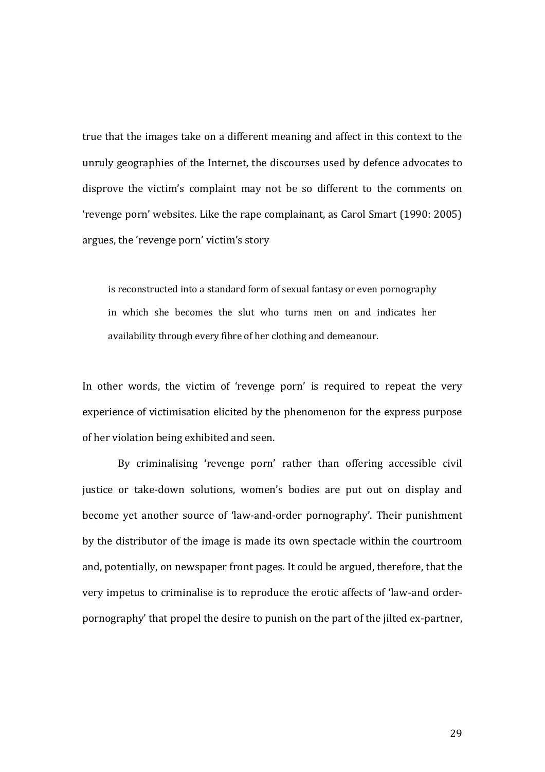true that the images take on a different meaning and affect in this context to the unruly geographies of the Internet, the discourses used by defence advocates to disprove the victim's complaint may not be so different to the comments on 'revenge porn' websites. Like the rape complainant, as Carol Smart (1990: 2005) argues, the 'revenge porn' victim's story

> is reconstructed into a standard form of sexual fantasy or even pornography in which she becomes the slut who turns men on and indicates her availability through every fibre of her clothing and demeanour.

In other words, the victim of 'revenge porn' is required to repeat the very experience of victimisation elicited by the phenomenon for the express purpose of her violation being exhibited and seen.

By criminalising 'revenge porn' rather than offering accessible civil justice or take-down solutions, women's bodies are put out on display and become yet another source of 'law-and-order pornography'. Their punishment by the distributor of the image is made its own spectacle within the courtroom and, potentially, on newspaper front pages. It could be argued, therefore, that the very impetus to criminalise is to reproduce the erotic affects of 'law-and order-pornography' that propel the desire to punish on the part of the jilted ex-partner,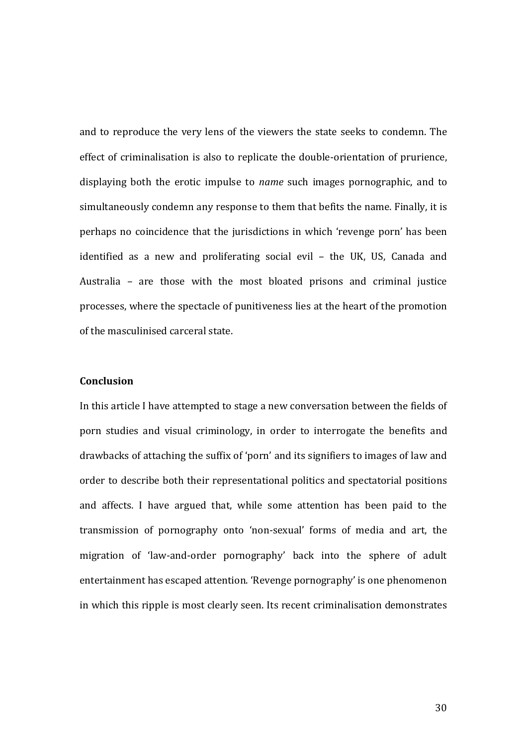and to reproduce the very lens of the viewers the state seeks to condemn. The effect of criminalisation is also to replicate the double-orientation of prurience, displaying both the erotic impulse to *name* such images pornographic, and to simultaneously condemn any response to them that befits the name. Finally, it is perhaps no coincidence that the jurisdictions in which 'revenge porn' has been identified as a new and proliferating social evil – the UK, US, Canada and Australia – are those with the most bloated prisons and criminal justice processes, where the spectacle of punitiveness lies at the heart of the promotion of the masculinised carceral state.

**Conclusion**

In this article I have attempted to stage a new conversation between the fields of porn studies and visual criminology, in order to interrogate the benefits and drawbacks of attaching the suffix of 'porn' and its signifiers to images of law and order to describe both their representational politics and spectatorial positions and affects. I have argued that, while some attention has been paid to the transmission of pornography onto 'non-sexual' forms of media and art, the migration of 'law-and-order pornography' back into the sphere of adult entertainment has escaped attention. 'Revenge pornography' is one phenomenon in which this ripple is most clearly seen. Its recent criminalisation demonstrates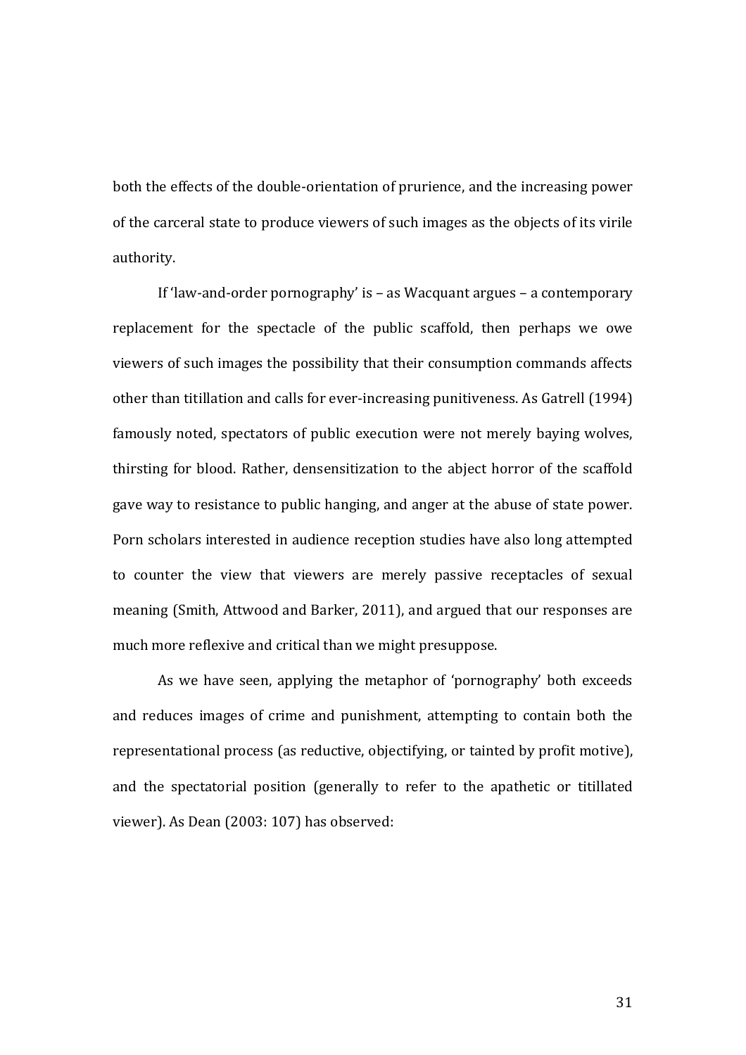both the effects of the double-orientation of prurience, and the increasing power of the carceral state to produce viewers of such images as the objects of its virile authority.

If 'law-and-order pornography' is – as Wacquant argues – a contemporary replacement for the spectacle of the public scaffold, then perhaps we owe viewers of such images the possibility that their consumption commands affects other than titillation and calls for ever-increasing punitiveness. As Gatrell (1994) famously noted, spectators of public execution were not merely baying wolves, thirsting for blood. Rather, densensitization to the abject horror of the scaffold gave way to resistance to public hanging, and anger at the abuse of state power. Porn scholars interested in audience reception studies have also long attempted to counter the view that viewers are merely passive receptacles of sexual meaning (Smith, Attwood and Barker, 2011), and argued that our responses are much more reflexive and critical than we might presuppose.

As we have seen, applying the metaphor of 'pornography' both exceeds and reduces images of crime and punishment, attempting to contain both the representational process (as reductive, objectifying, or tainted by profit motive), and the spectatorial position (generally to refer to the apathetic or titillated viewer). As Dean (2003: 107) has observed: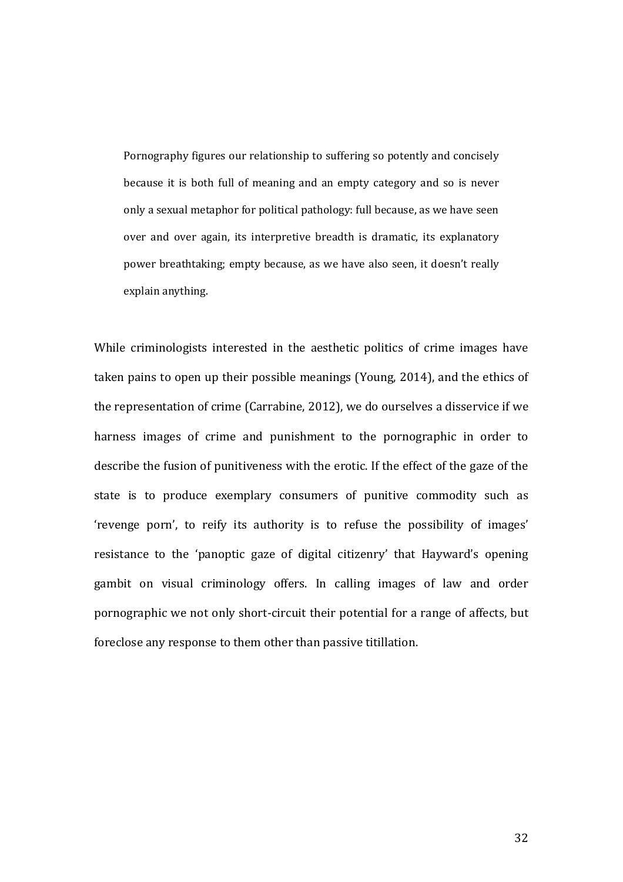> Pornography figures our relationship to suffering so potently and concisely because it is both full of meaning and an empty category and so is never only a sexual metaphor for political pathology: full because, as we have seen over and over again, its interpretive breadth is dramatic, its explanatory power breathtaking; empty because, as we have also seen, it doesn't really explain anything.

While criminologists interested in the aesthetic politics of crime images have taken pains to open up their possible meanings (Young, 2014), and the ethics of the representation of crime (Carrabine, 2012), we do ourselves a disservice if we harness images of crime and punishment to the pornographic in order to describe the fusion of punitiveness with the erotic. If the effect of the gaze of the state is to produce exemplary consumers of punitive commodity such as 'revenge porn', to reify its authority is to refuse the possibility of images' resistance to the 'panoptic gaze of digital citizenry' that Hayward's opening gambit on visual criminology offers. In calling images of law and order pornographic we not only short-circuit their potential for a range of affects, but foreclose any response to them other than passive titillation.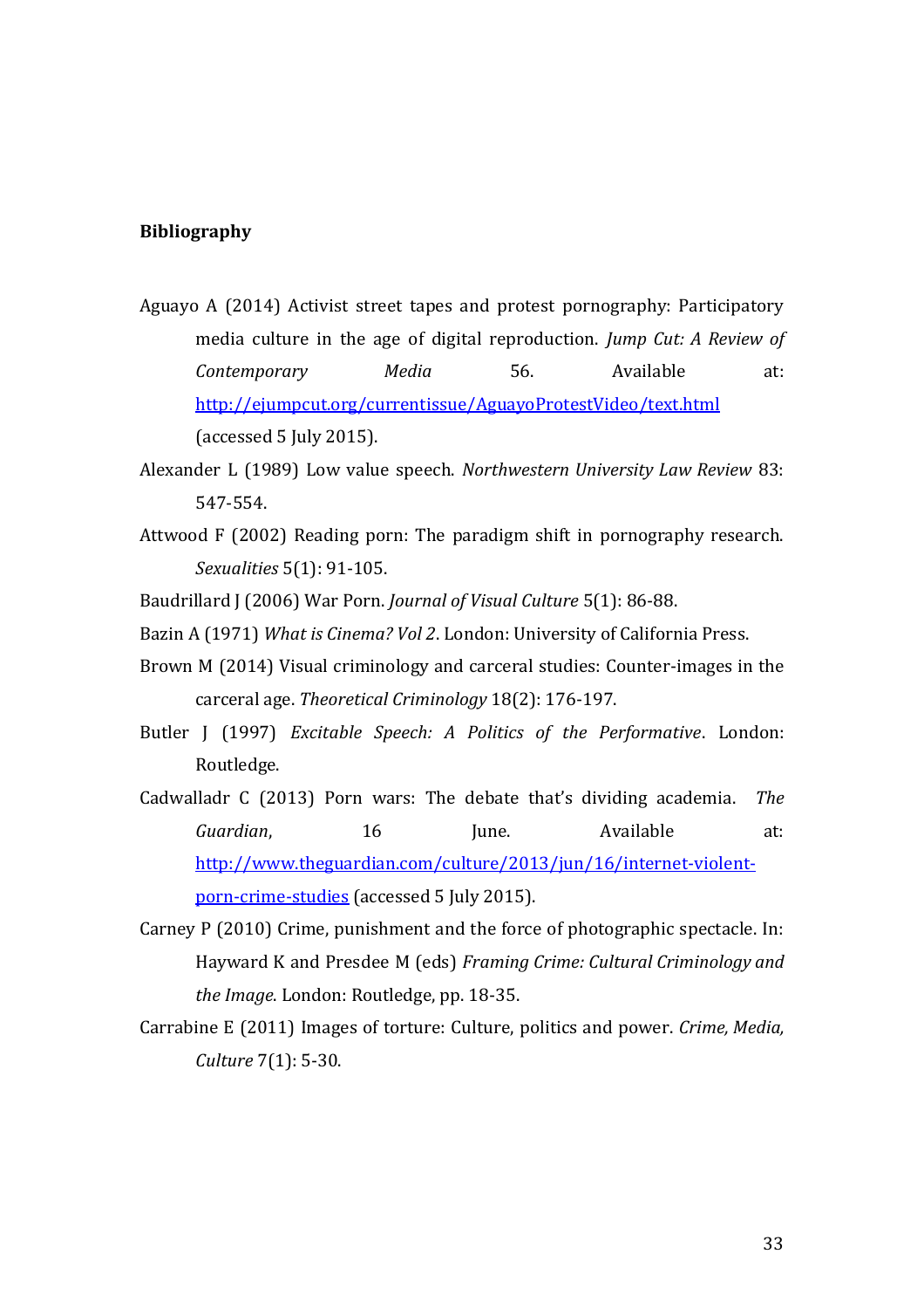**Bibliography**

Aguayo A (2014) Activist street tapes and protest pornography: Participatory media culture in the age of digital reproduction. *Jump Cut: A Review of Contemporary Media* 56. Available at: http://ejumpcut.org/currentissue/AguayoProtestVideo/text.html (accessed 5 July 2015).

Alexander L (1989) Low value speech. *Northwestern University Law Review* 83: 547-554.

Attwood F (2002) Reading porn: The paradigm shift in pornography research. *Sexualities* 5(1): 91-105.

Baudrillard J (2006) War Porn. *Journal of Visual Culture* 5(1): 86-88.

Bazin A (1971) *What is Cinema? Vol 2*. London: University of California Press.

Brown M (2014) Visual criminology and carceral studies: Counter-images in the carceral age. *Theoretical Criminology* 18(2): 176-197.

Butler J (1997) *Excitable Speech: A Politics of the Performative*. London: Routledge.

Cadwalladr C (2013) Porn wars: The debate that's dividing academia. *The Guardian*, 16 June. Available at: http://www.theguardian.com/culture/2013/jun/16/internet-violent-porn-crime-studies (accessed 5 July 2015).

Carney P (2010) Crime, punishment and the force of photographic spectacle. In: Hayward K and Presdee M (eds) *Framing Crime: Cultural Criminology and the Image*. London: Routledge, pp. 18-35.

Carrabine E (2011) Images of torture: Culture, politics and power. *Crime, Media, Culture* 7(1): 5-30.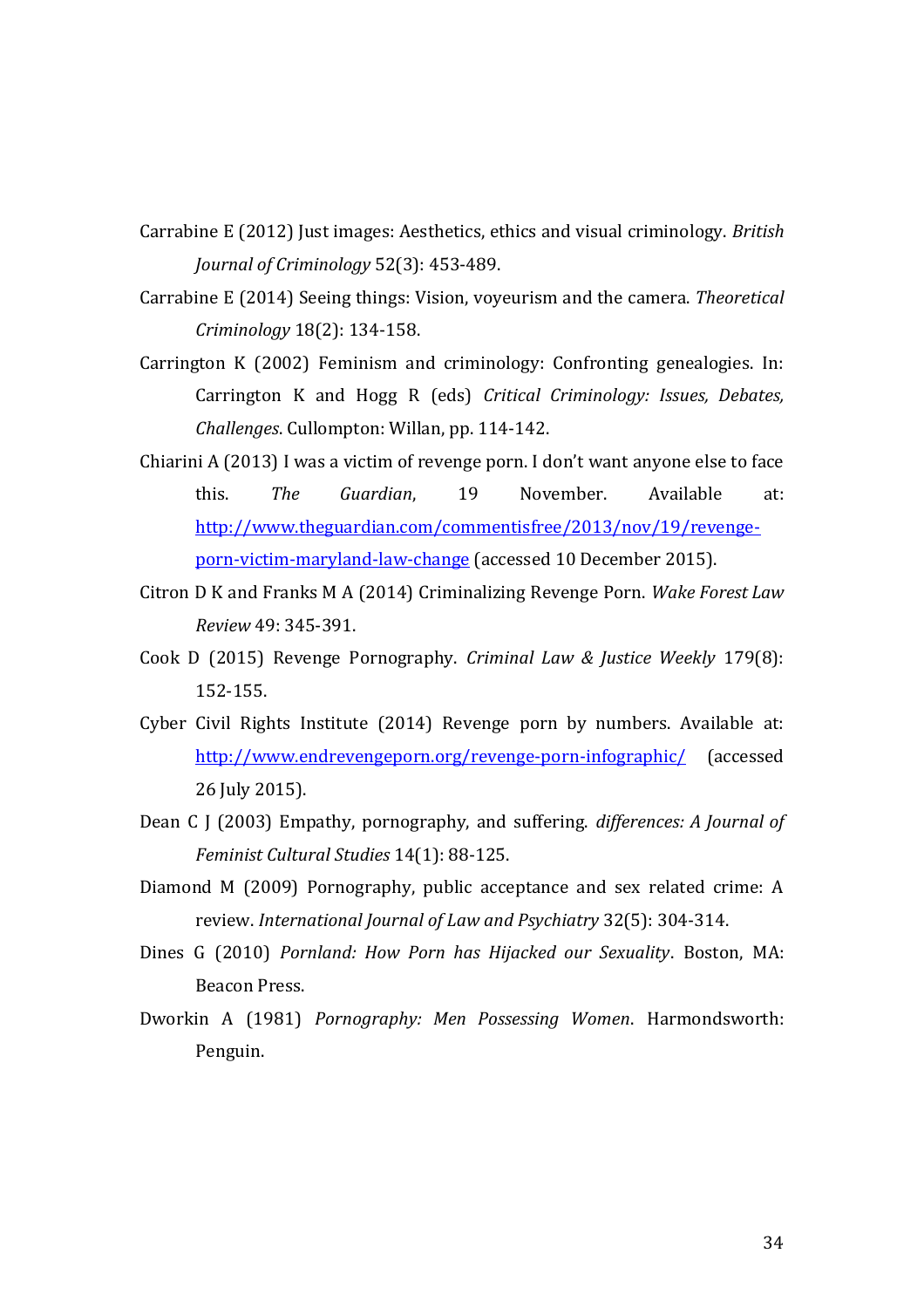Carrabine E (2012) Just images: Aesthetics, ethics and visual criminology. *British Journal of Criminology* 52(3): 453-489.

Carrabine E (2014) Seeing things: Vision, voyeurism and the camera. *Theoretical Criminology* 18(2): 134-158.

Carrington K (2002) Feminism and criminology: Confronting genealogies. In: Carrington K and Hogg R (eds) *Critical Criminology: Issues, Debates, Challenges*. Cullompton: Willan, pp. 114-142.

Chiarini A (2013) I was a victim of revenge porn. I don't want anyone else to face this. *The Guardian*, 19 November. Available at: [http://www.theguardian.com/commentisfree/2013/nov/19/revenge-porn-victim-maryland-law-change](http://www.theguardian.com/commentisfree/2013/nov/19/revenge-porn-victim-maryland-law-change) (accessed 10 December 2015).

Citron D K and Franks M A (2014) Criminalizing Revenge Porn. *Wake Forest Law Review* 49: 345-391.

Cook D (2015) Revenge Pornography. *Criminal Law & Justice Weekly* 179(8): 152-155.

Cyber Civil Rights Institute (2014) Revenge porn by numbers. Available at: [http://www.endrevengeporn.org/revenge-porn-infographic/](http://www.endrevengeporn.org/revenge-porn-infographic/) (accessed 26 July 2015).

Dean C J (2003) Empathy, pornography, and suffering. *differences: A Journal of Feminist Cultural Studies* 14(1): 88-125.

Diamond M (2009) Pornography, public acceptance and sex related crime: A review. *International Journal of Law and Psychiatry* 32(5): 304-314.

Dines G (2010) *Pornland: How Porn has Hijacked our Sexuality*. Boston, MA: Beacon Press.

Dworkin A (1981) *Pornography: Men Possessing Women*. Harmondsworth: Penguin.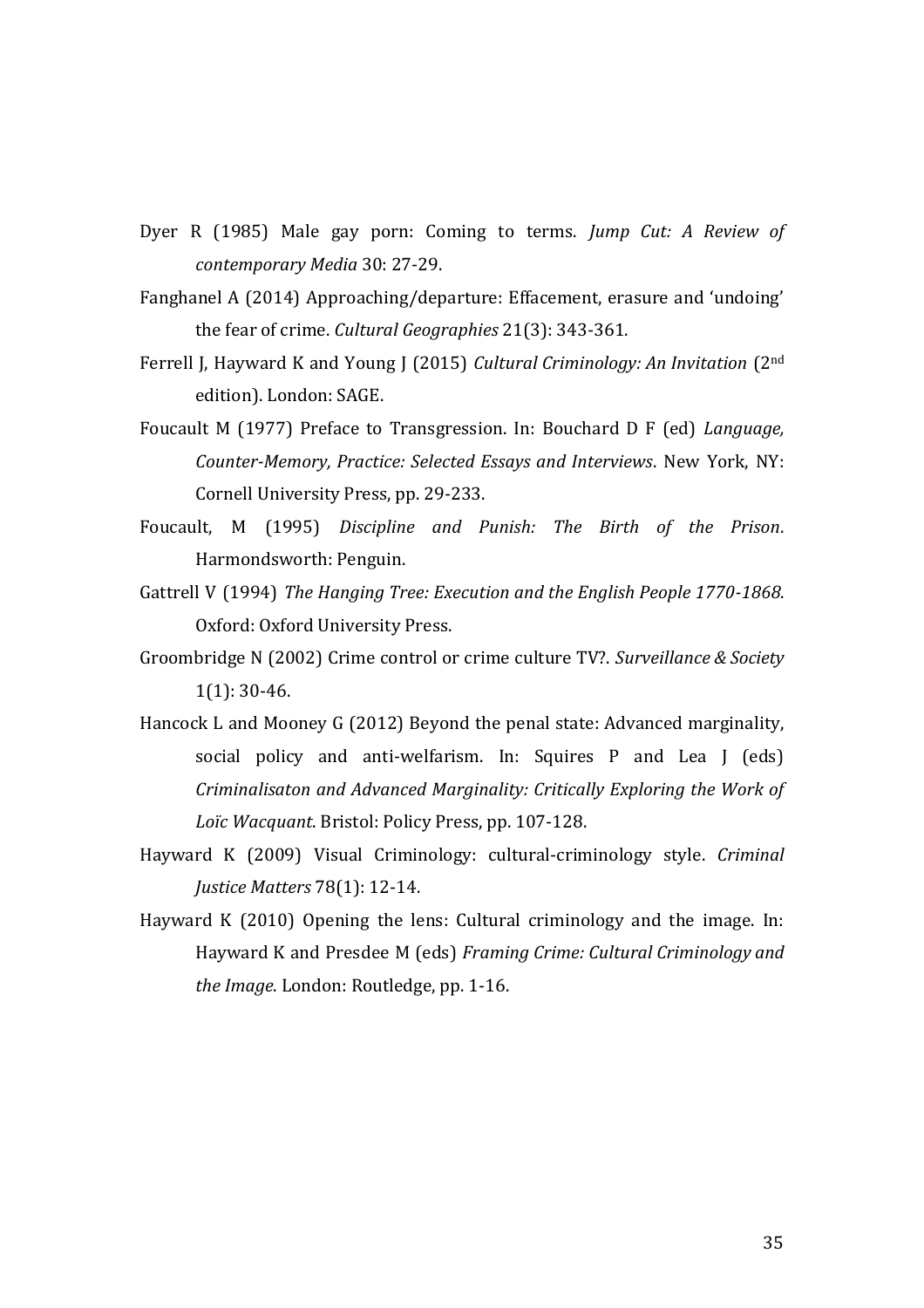Dyer R (1985) Male gay porn: Coming to terms. *Jump Cut: A Review of contemporary Media* 30: 27-29.

Fanghanel A (2014) Approaching/departure: Effacement, erasure and 'undoing' the fear of crime. *Cultural Geographies* 21(3): 343-361.

Ferrell J, Hayward K and Young J (2015) *Cultural Criminology: An Invitation* (2nd edition). London: SAGE.

Foucault M (1977) Preface to Transgression. In: Bouchard D F (ed) *Language, Counter-Memory, Practice: Selected Essays and Interviews*. New York, NY: Cornell University Press, pp. 29-233.

Foucault, M (1995) *Discipline and Punish: The Birth of the Prison*. Harmondsworth: Penguin.

Gattrell V (1994) *The Hanging Tree: Execution and the English People 1770-1868*. Oxford: Oxford University Press.

Groombridge N (2002) Crime control or crime culture TV?. *Surveillance & Society* 1(1): 30-46.

Hancock L and Mooney G (2012) Beyond the penal state: Advanced marginality, social policy and anti-welfarism. In: Squires P and Lea J (eds) *Criminalisaton and Advanced Marginality: Critically Exploring the Work of Loïc Wacquant*. Bristol: Policy Press, pp. 107-128.

Hayward K (2009) Visual Criminology: cultural-criminology style. *Criminal Justice Matters* 78(1): 12-14.

Hayward K (2010) Opening the lens: Cultural criminology and the image. In: Hayward K and Presdee M (eds) *Framing Crime: Cultural Criminology and the Image*. London: Routledge, pp. 1-16.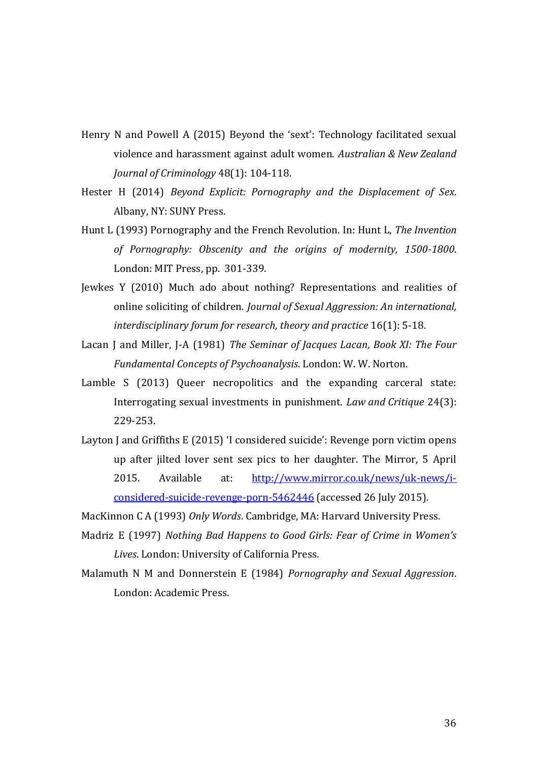Henry N and Powell A (2015) Beyond the 'sext': Technology facilitated sexual violence and harassment against adult women. *Australian & New Zealand Journal of Criminology* 48(1): 104-118.

Hester H (2014) *Beyond Explicit: Pornography and the Displacement of Sex*. Albany, NY: SUNY Press.

Hunt L (1993) Pornography and the French Revolution. In: Hunt L, *The Invention of Pornography: Obscenity and the origins of modernity, 1500-1800*. London: MIT Press, pp. 301-339.

Jewkes Y (2010) Much ado about nothing? Representations and realities of online soliciting of children. *Journal of Sexual Aggression: An international, interdisciplinary forum for research, theory and practice* 16(1): 5-18.

Lacan J and Miller, J-A (1981) *The Seminar of Jacques Lacan, Book XI: The Four Fundamental Concepts of Psychoanalysis*. London: W. W. Norton.

Lamble S (2013) Queer necropolitics and the expanding carceral state: Interrogating sexual investments in punishment. *Law and Critique* 24(3): 229-253.

Layton J and Griffiths E (2015) 'I considered suicide': Revenge porn victim opens up after jilted lover sent sex pics to her daughter. The Mirror, 5 April 2015. Available at: [http://www.mirror.co.uk/news/uk-news/i-considered-suicide-revenge-porn-5462446](http://www.mirror.co.uk/news/uk-news/i-considered-suicide-revenge-porn-5462446) (accessed 26 July 2015).

MacKinnon C A (1993) *Only Words*. Cambridge, MA: Harvard University Press.

Madriz E (1997) *Nothing Bad Happens to Good Girls: Fear of Crime in Women's Lives*. London: University of California Press.

Malamuth N M and Donnerstein E (1984) *Pornography and Sexual Aggression*. London: Academic Press.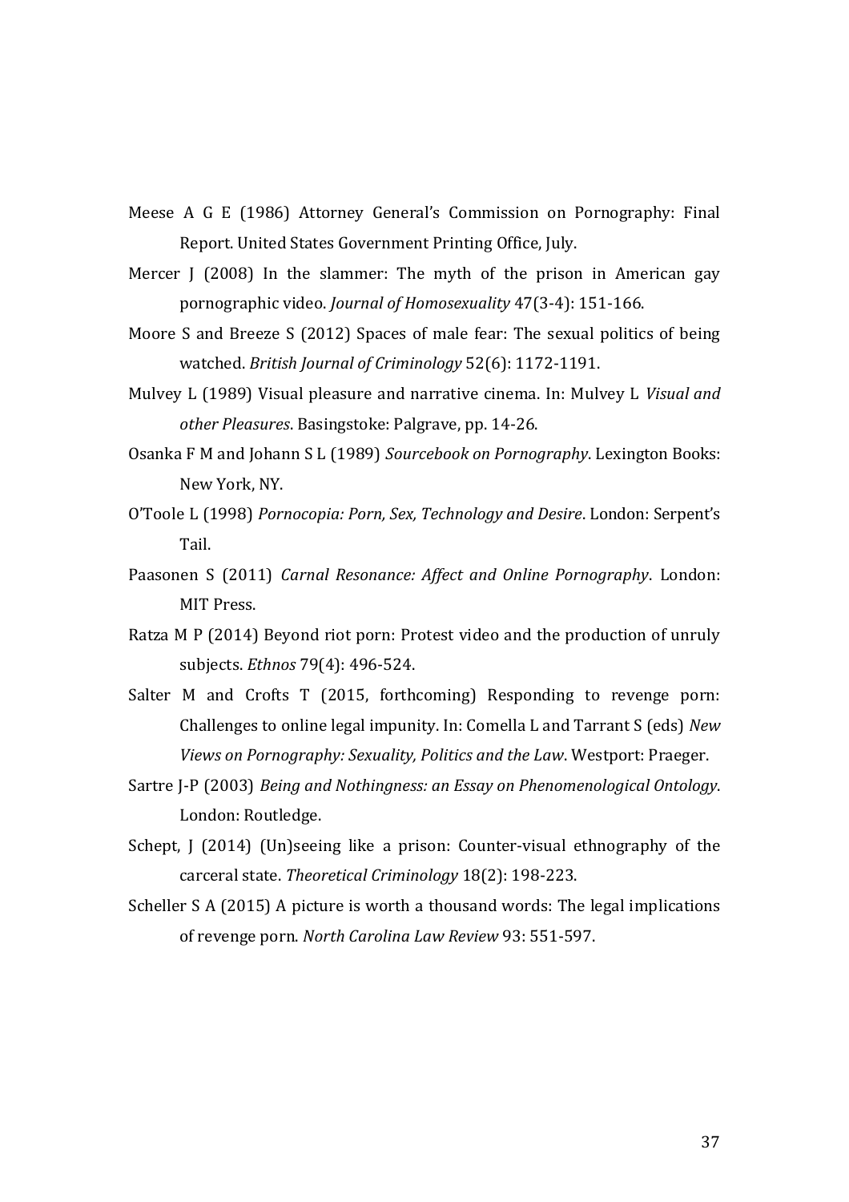Meese A G E (1986) Attorney General's Commission on Pornography: Final Report. United States Government Printing Office, July.

Mercer J (2008) In the slammer: The myth of the prison in American gay pornographic video. *Journal of Homosexuality* 47(3-4): 151-166.

Moore S and Breeze S (2012) Spaces of male fear: The sexual politics of being watched. *British Journal of Criminology* 52(6): 1172-1191.

Mulvey L (1989) Visual pleasure and narrative cinema. In: Mulvey L *Visual and other Pleasures*. Basingstoke: Palgrave, pp. 14-26.

Osanka F M and Johann S L (1989) *Sourcebook on Pornography*. Lexington Books: New York, NY.

O'Toole L (1998) *Pornocopia: Porn, Sex, Technology and Desire*. London: Serpent's Tail.

Paasonen S (2011) *Carnal Resonance: Affect and Online Pornography*. London: MIT Press.

Ratza M P (2014) Beyond riot porn: Protest video and the production of unruly subjects. *Ethnos* 79(4): 496-524.

Salter M and Crofts T (2015, forthcoming) Responding to revenge porn: Challenges to online legal impunity. In: Comella L and Tarrant S (eds) *New Views on Pornography: Sexuality, Politics and the Law*. Westport: Praeger.

Sartre J-P (2003) *Being and Nothingness: an Essay on Phenomenological Ontology*. London: Routledge.

Schept, J (2014) (Un)seeing like a prison: Counter-visual ethnography of the carceral state. *Theoretical Criminology* 18(2): 198-223.

Scheller S A (2015) A picture is worth a thousand words: The legal implications of revenge porn. *North Carolina Law Review* 93: 551-597.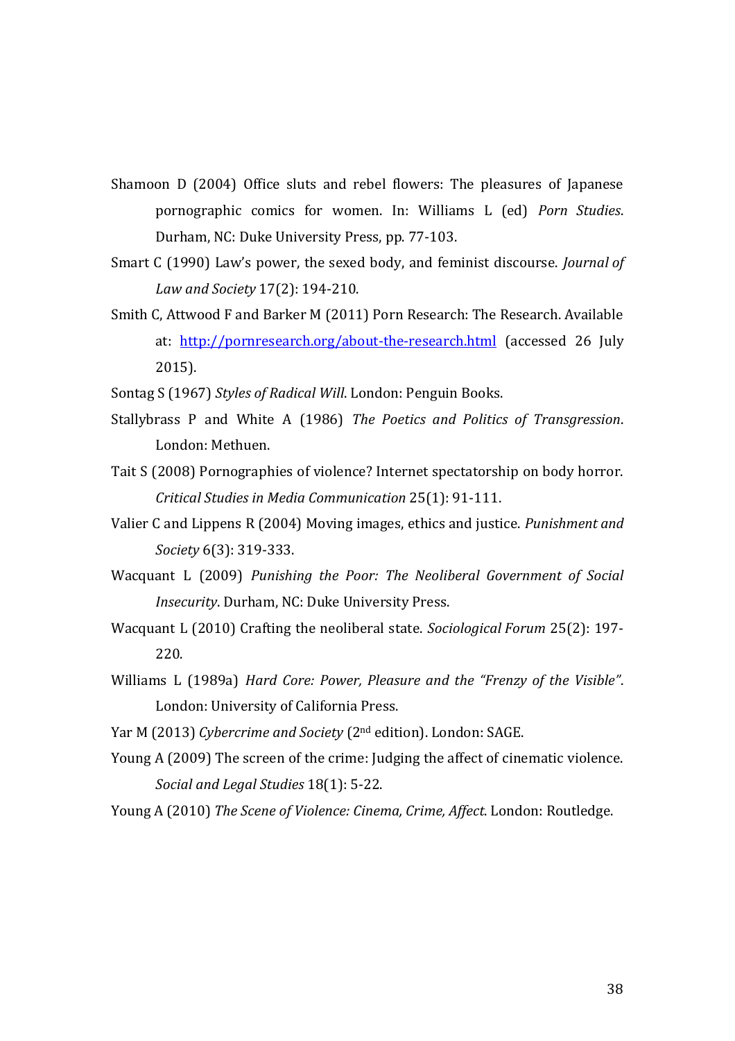Shamoon D (2004) Office sluts and rebel flowers: The pleasures of Japanese pornographic comics for women. In: Williams L (ed) *Porn Studies*. Durham, NC: Duke University Press, pp. 77-103.

Smart C (1990) Law's power, the sexed body, and feminist discourse. *Journal of Law and Society* 17(2): 194-210.

Smith C, Attwood F and Barker M (2011) Porn Research: The Research. Available at: [http://pornresearch.org/about-the-research.html](http://pornresearch.org/about-the-research.html) (accessed 26 July 2015).

Sontag S (1967) *Styles of Radical Will*. London: Penguin Books.

Stallybrass P and White A (1986) *The Poetics and Politics of Transgression*. London: Methuen.

Tait S (2008) Pornographies of violence? Internet spectatorship on body horror. *Critical Studies in Media Communication* 25(1): 91-111.

Valier C and Lippens R (2004) Moving images, ethics and justice. *Punishment and Society* 6(3): 319-333.

Wacquant L (2009) *Punishing the Poor: The Neoliberal Government of Social Insecurity*. Durham, NC: Duke University Press.

Wacquant L (2010) Crafting the neoliberal state. *Sociological Forum* 25(2): 197-220.

Williams L (1989a) *Hard Core: Power, Pleasure and the "Frenzy of the Visible"*. London: University of California Press.

Yar M (2013) *Cybercrime and Society* (2nd edition). London: SAGE.

Young A (2009) The screen of the crime: Judging the affect of cinematic violence. *Social and Legal Studies* 18(1): 5-22.

Young A (2010) *The Scene of Violence: Cinema, Crime, Affect*. London: Routledge.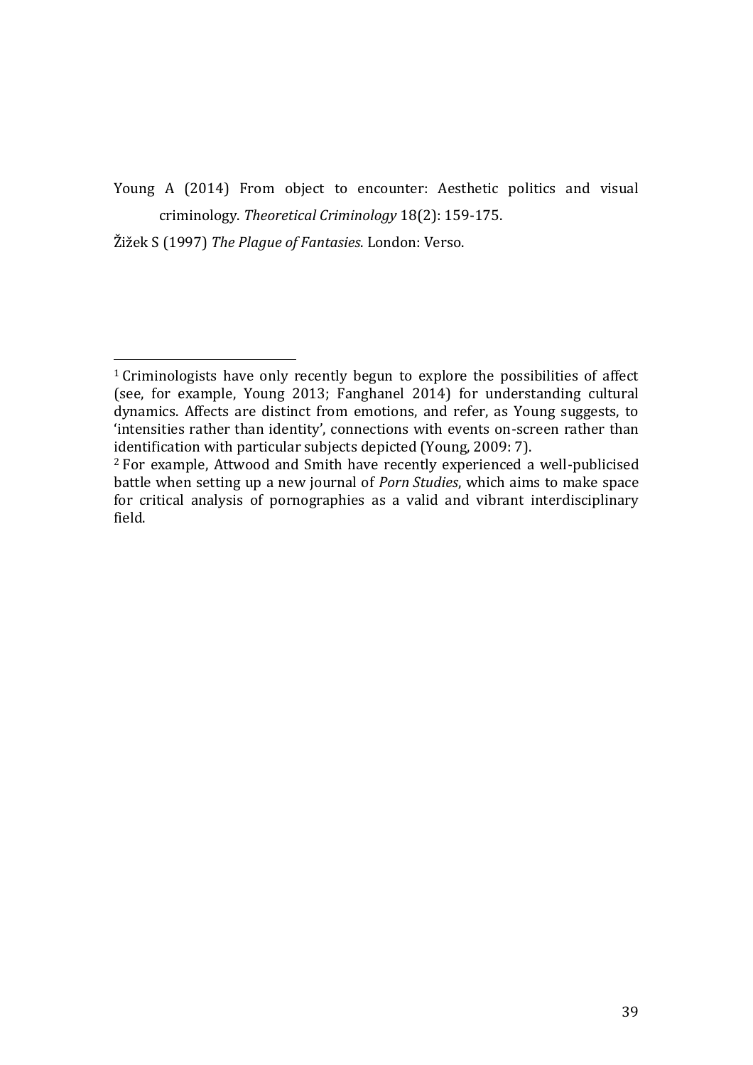Young A (2014) From object to encounter: Aesthetic politics and visual criminology. *Theoretical Criminology* 18(2): 159-175.

Žižek S (1997) *The Plague of Fantasies*. London: Verso.

---

[1] Criminologists have only recently begun to explore the possibilities of affect (see, for example, Young 2013; Fanghanel 2014) for understanding cultural dynamics. Affects are distinct from emotions, and refer, as Young suggests, to 'intensities rather than identity', connections with events on-screen rather than identification with particular subjects depicted (Young, 2009: 7).

[2] For example, Attwood and Smith have recently experienced a well-publicised battle when setting up a new journal of *Porn Studies*, which aims to make space for critical analysis of pornographies as a valid and vibrant interdisciplinary field.